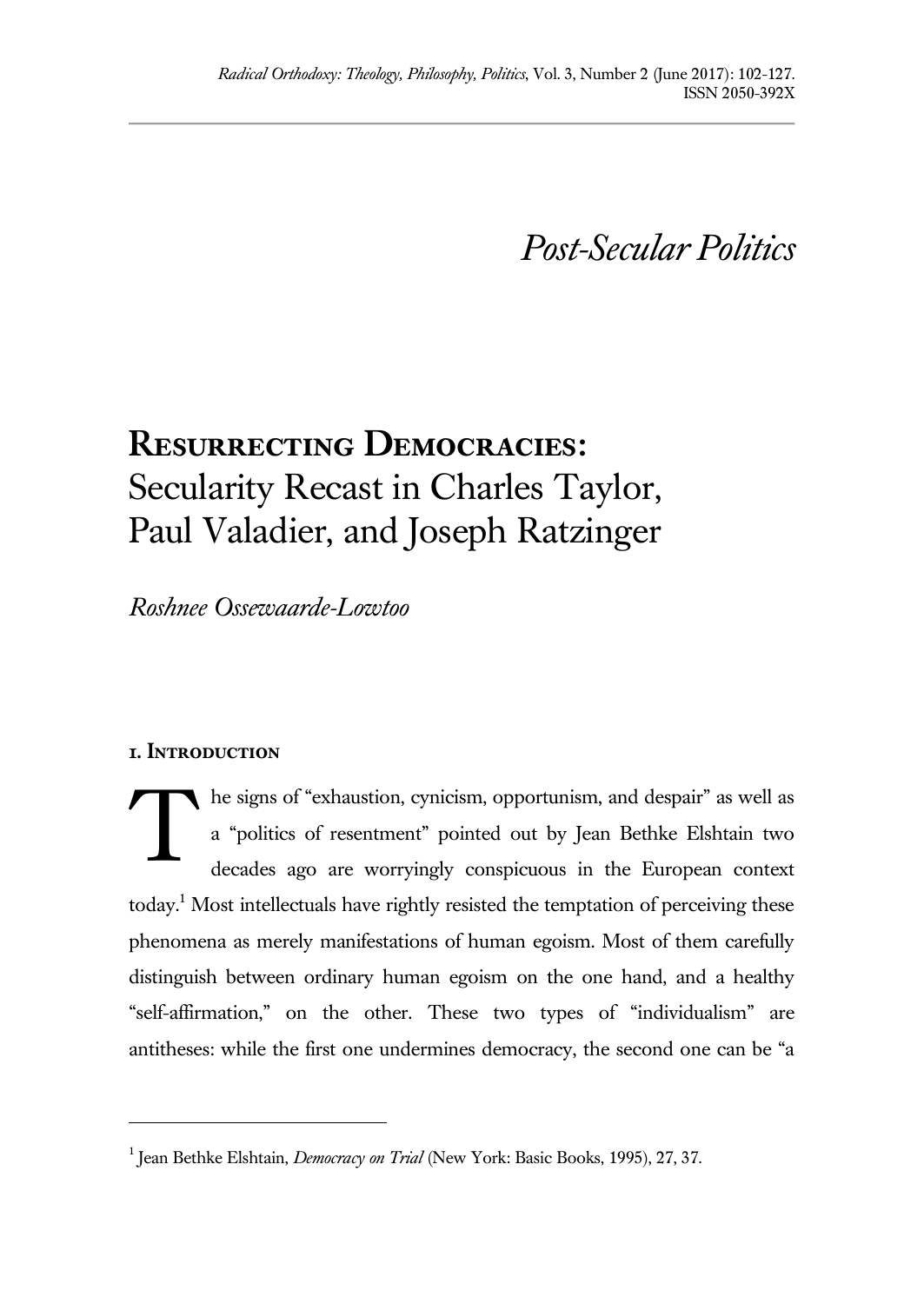*Post-Secular Politics*

# Resurrecting Democracies: Secularity Recast in Charles Taylor, Paul Valadier, and Joseph Ratzinger

*Roshnee Ossewaarde-Lowtoo*

## 1. Introduction

The signs of "exhaustion, cynicism, opportunism, and despair" as well as a "politics of resentment" pointed out by Jean Bethke Elshtain two decades ago are worryingly conspicuous in the European context today.[1] Most intellectuals have rightly resisted the temptation of perceiving these phenomena as merely manifestations of human egoism. Most of them carefully distinguish between ordinary human egoism on the one hand, and a healthy "self-affirmation," on the other. These two types of "individualism" are antitheses: while the first one undermines democracy, the second one can be "a

---

[1] Jean Bethke Elshtain, *Democracy on Trial* (New York: Basic Books, 1995), 27, 37.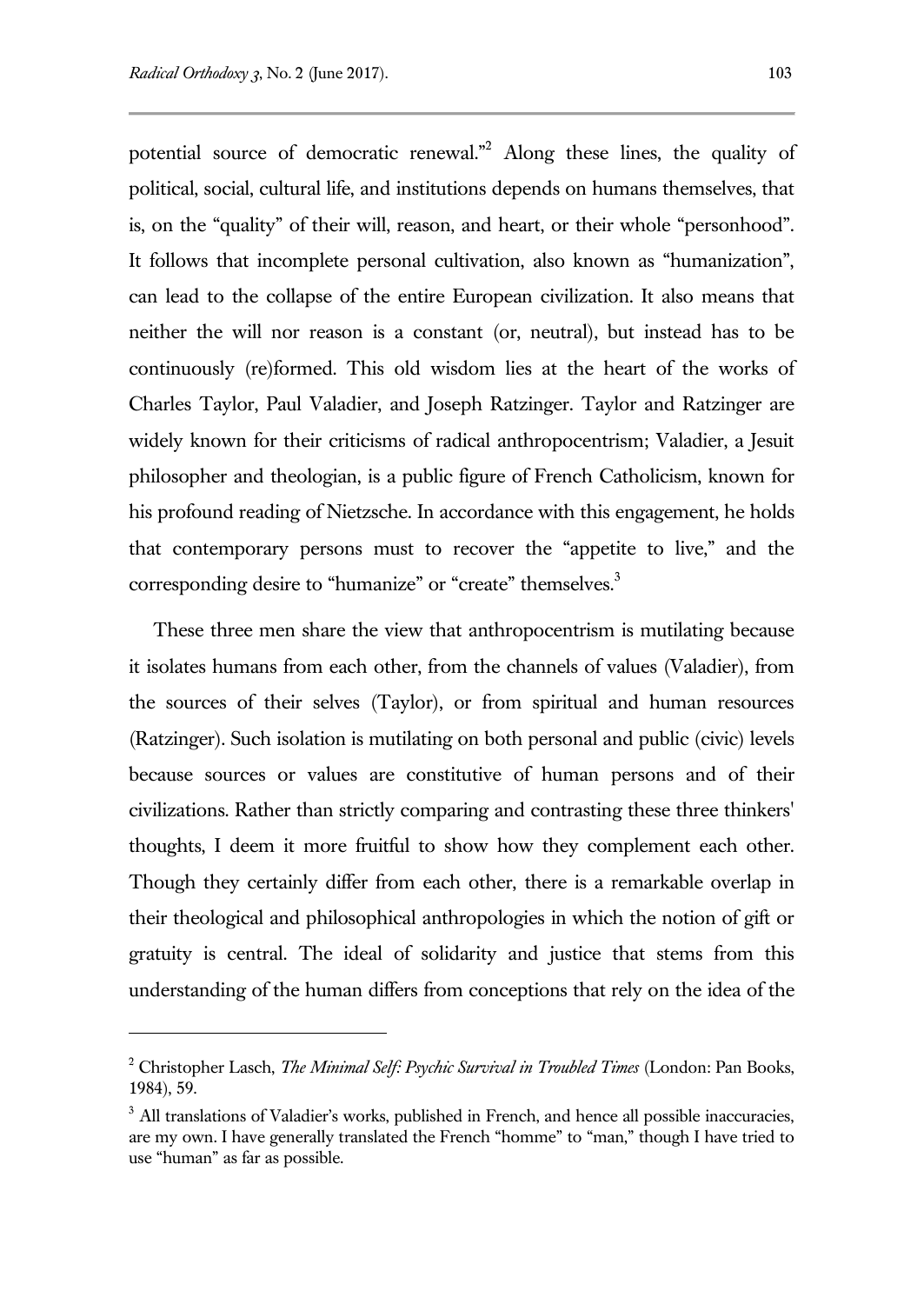potential source of democratic renewal."[2] Along these lines, the quality of political, social, cultural life, and institutions depends on humans themselves, that is, on the "quality" of their will, reason, and heart, or their whole "personhood". It follows that incomplete personal cultivation, also known as "humanization", can lead to the collapse of the entire European civilization. It also means that neither the will nor reason is a constant (or, neutral), but instead has to be continuously (re)formed. This old wisdom lies at the heart of the works of Charles Taylor, Paul Valadier, and Joseph Ratzinger. Taylor and Ratzinger are widely known for their criticisms of radical anthropocentrism; Valadier, a Jesuit philosopher and theologian, is a public figure of French Catholicism, known for his profound reading of Nietzsche. In accordance with this engagement, he holds that contemporary persons must to recover the "appetite to live," and the corresponding desire to "humanize" or "create" themselves.[3]

These three men share the view that anthropocentrism is mutilating because it isolates humans from each other, from the channels of values (Valadier), from the sources of their selves (Taylor), or from spiritual and human resources (Ratzinger). Such isolation is mutilating on both personal and public (civic) levels because sources or values are constitutive of human persons and of their civilizations. Rather than strictly comparing and contrasting these three thinkers' thoughts, I deem it more fruitful to show how they complement each other. Though they certainly differ from each other, there is a remarkable overlap in their theological and philosophical anthropologies in which the notion of gift or gratuity is central. The ideal of solidarity and justice that stems from this understanding of the human differs from conceptions that rely on the idea of the

---

[2] Christopher Lasch, *The Minimal Self: Psychic Survival in Troubled Times* (London: Pan Books, 1984), 59.

[3] All translations of Valadier's works, published in French, and hence all possible inaccuracies, are my own. I have generally translated the French "homme" to "man," though I have tried to use "human" as far as possible.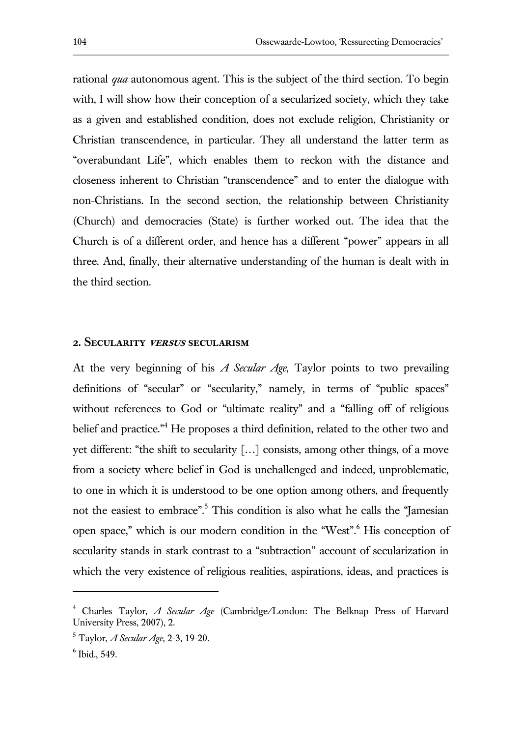rational *qua* autonomous agent. This is the subject of the third section. To begin with, I will show how their conception of a secularized society, which they take as a given and established condition, does not exclude religion, Christianity or Christian transcendence, in particular. They all understand the latter term as "overabundant Life", which enables them to reckon with the distance and closeness inherent to Christian "transcendence" and to enter the dialogue with non-Christians. In the second section, the relationship between Christianity (Church) and democracies (State) is further worked out. The idea that the Church is of a different order, and hence has a different "power" appears in all three. And, finally, their alternative understanding of the human is dealt with in the third section.

## 2. Secularity *versus* secularism

At the very beginning of his *A Secular Age*, Taylor points to two prevailing definitions of "secular" or "secularity," namely, in terms of "public spaces" without references to God or "ultimate reality" and a "falling off of religious belief and practice."[4] He proposes a third definition, related to the other two and yet different: "the shift to secularity […] consists, among other things, of a move from a society where belief in God is unchallenged and indeed, unproblematic, to one in which it is understood to be one option among others, and frequently not the easiest to embrace".[5] This condition is also what he calls the "Jamesian open space," which is our modern condition in the "West".[6] His conception of secularity stands in stark contrast to a "subtraction" account of secularization in which the very existence of religious realities, aspirations, ideas, and practices is

---

[4] Charles Taylor, *A Secular Age* (Cambridge/London: The Belknap Press of Harvard University Press, 2007), 2.

[5] Taylor, *A Secular Age*, 2-3, 19-20.

[6] Ibid., 549.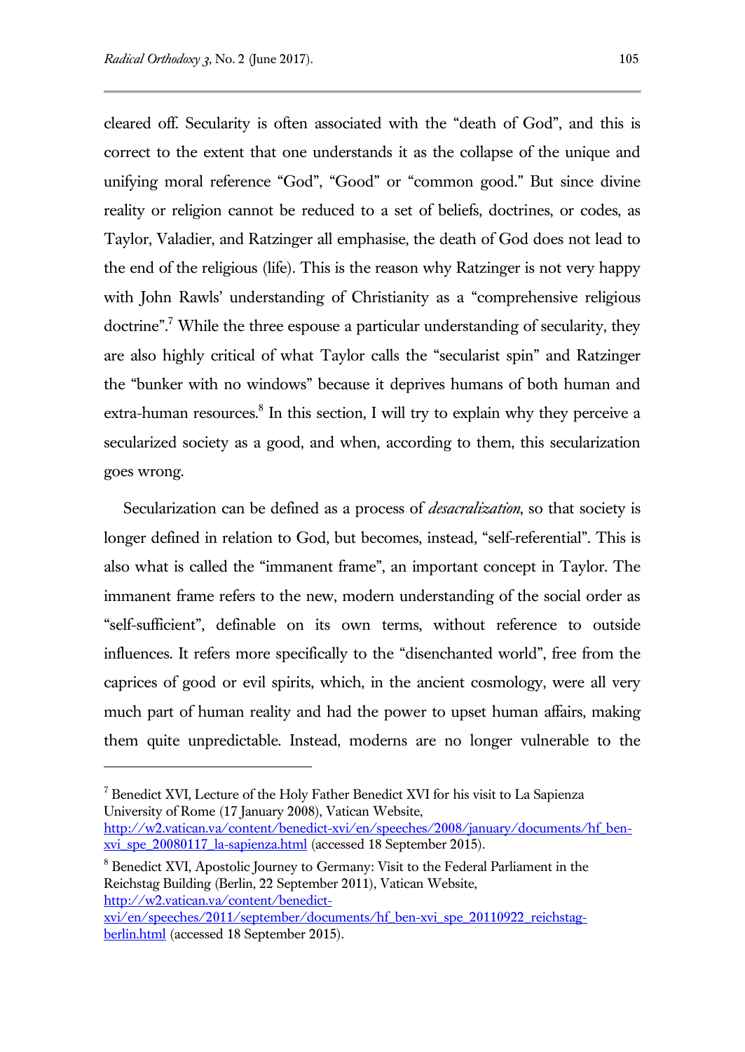cleared off. Secularity is often associated with the "death of God", and this is correct to the extent that one understands it as the collapse of the unique and unifying moral reference "God", "Good" or "common good." But since divine reality or religion cannot be reduced to a set of beliefs, doctrines, or codes, as Taylor, Valadier, and Ratzinger all emphasise, the death of God does not lead to the end of the religious (life). This is the reason why Ratzinger is not very happy with John Rawls' understanding of Christianity as a "comprehensive religious doctrine".[7] While the three espouse a particular understanding of secularity, they are also highly critical of what Taylor calls the "secularist spin" and Ratzinger the "bunker with no windows" because it deprives humans of both human and extra-human resources.[8] In this section, I will try to explain why they perceive a secularized society as a good, and when, according to them, this secularization goes wrong.

Secularization can be defined as a process of *desacralization*, so that society is longer defined in relation to God, but becomes, instead, "self-referential". This is also what is called the "immanent frame", an important concept in Taylor. The immanent frame refers to the new, modern understanding of the social order as "self-sufficient", definable on its own terms, without reference to outside influences. It refers more specifically to the "disenchanted world", free from the caprices of good or evil spirits, which, in the ancient cosmology, were all very much part of human reality and had the power to upset human affairs, making them quite unpredictable. Instead, moderns are no longer vulnerable to the

---

[7] Benedict XVI, Lecture of the Holy Father Benedict XVI for his visit to La Sapienza University of Rome (17 January 2008), Vatican Website, http://w2.vatican.va/content/benedict-xvi/en/speeches/2008/january/documents/hf_ben-xvi_spe_20080117_la-sapienza.html (accessed 18 September 2015).

[8] Benedict XVI, Apostolic Journey to Germany: Visit to the Federal Parliament in the Reichstag Building (Berlin, 22 September 2011), Vatican Website, http://w2.vatican.va/content/benedict-xvi/en/speeches/2011/september/documents/hf_ben-xvi_spe_20110922_reichstag-berlin.html (accessed 18 September 2015).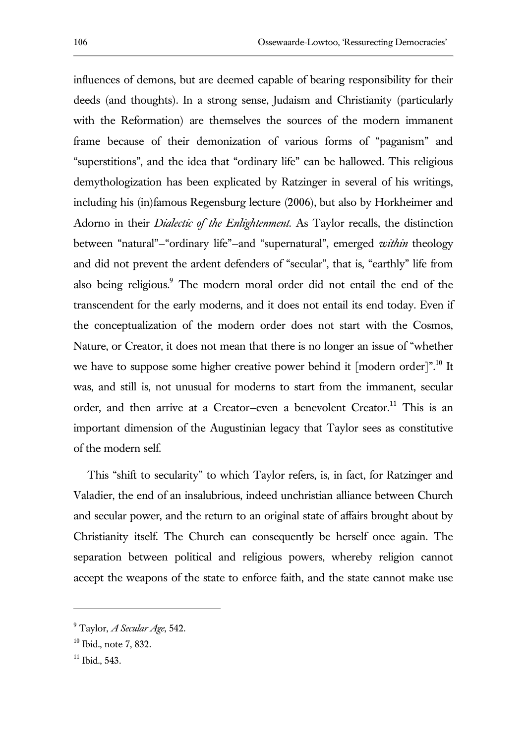influences of demons, but are deemed capable of bearing responsibility for their deeds (and thoughts). In a strong sense, Judaism and Christianity (particularly with the Reformation) are themselves the sources of the modern immanent frame because of their demonization of various forms of "paganism" and "superstitions", and the idea that "ordinary life" can be hallowed. This religious demythologization has been explicated by Ratzinger in several of his writings, including his (in)famous Regensburg lecture (2006), but also by Horkheimer and Adorno in their *Dialectic of the Enlightenment*. As Taylor recalls, the distinction between "natural"–"ordinary life"–and "supernatural", emerged *within* theology and did not prevent the ardent defenders of "secular", that is, "earthly" life from also being religious.[9] The modern moral order did not entail the end of the transcendent for the early moderns, and it does not entail its end today. Even if the conceptualization of the modern order does not start with the Cosmos, Nature, or Creator, it does not mean that there is no longer an issue of "whether we have to suppose some higher creative power behind it [modern order]".[10] It was, and still is, not unusual for moderns to start from the immanent, secular order, and then arrive at a Creator–even a benevolent Creator.[11] This is an important dimension of the Augustinian legacy that Taylor sees as constitutive of the modern self.

This "shift to secularity" to which Taylor refers, is, in fact, for Ratzinger and Valadier, the end of an insalubrious, indeed unchristian alliance between Church and secular power, and the return to an original state of affairs brought about by Christianity itself. The Church can consequently be herself once again. The separation between political and religious powers, whereby religion cannot accept the weapons of the state to enforce faith, and the state cannot make use

---

[9] Taylor, *A Secular Age*, 542.

[10] Ibid., note 7, 832.

[11] Ibid., 543.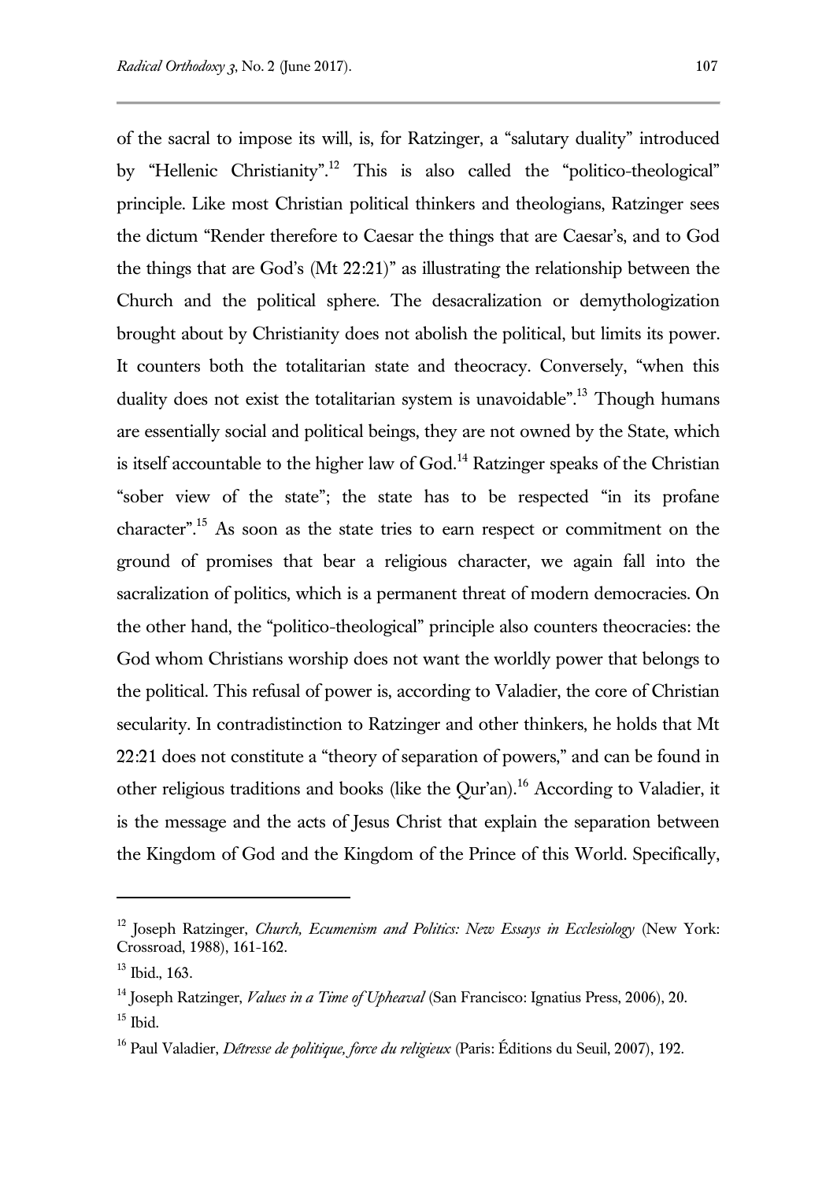of the sacral to impose its will, is, for Ratzinger, a "salutary duality" introduced by "Hellenic Christianity".[12] This is also called the "politico-theological" principle. Like most Christian political thinkers and theologians, Ratzinger sees the dictum "Render therefore to Caesar the things that are Caesar's, and to God the things that are God's (Mt 22:21)" as illustrating the relationship between the Church and the political sphere. The desacralization or demythologization brought about by Christianity does not abolish the political, but limits its power. It counters both the totalitarian state and theocracy. Conversely, "when this duality does not exist the totalitarian system is unavoidable".[13] Though humans are essentially social and political beings, they are not owned by the State, which is itself accountable to the higher law of God.[14] Ratzinger speaks of the Christian "sober view of the state"; the state has to be respected "in its profane character".[15] As soon as the state tries to earn respect or commitment on the ground of promises that bear a religious character, we again fall into the sacralization of politics, which is a permanent threat of modern democracies. On the other hand, the "politico-theological" principle also counters theocracies: the God whom Christians worship does not want the worldly power that belongs to the political. This refusal of power is, according to Valadier, the core of Christian secularity. In contradistinction to Ratzinger and other thinkers, he holds that Mt 22:21 does not constitute a "theory of separation of powers," and can be found in other religious traditions and books (like the Qur'an).[16] According to Valadier, it is the message and the acts of Jesus Christ that explain the separation between the Kingdom of God and the Kingdom of the Prince of this World. Specifically,

---

[12] Joseph Ratzinger, *Church, Ecumenism and Politics: New Essays in Ecclesiology* (New York: Crossroad, 1988), 161-162.

[13] Ibid., 163.

[14] Joseph Ratzinger, *Values in a Time of Upheaval* (San Francisco: Ignatius Press, 2006), 20.

[15] Ibid.

[16] Paul Valadier, *Détresse de politique, force du religieux* (Paris: Éditions du Seuil, 2007), 192.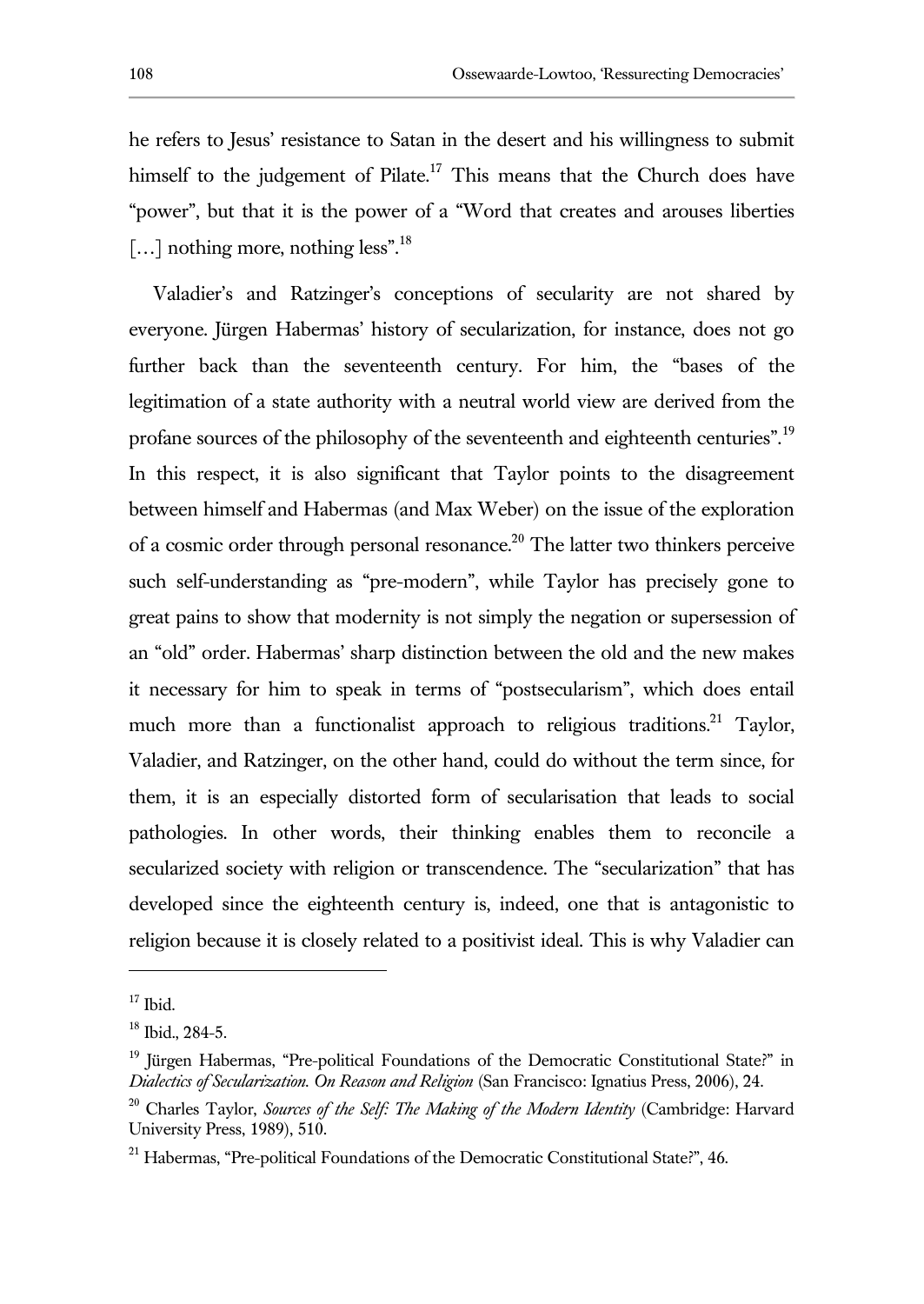he refers to Jesus' resistance to Satan in the desert and his willingness to submit himself to the judgement of Pilate.[17] This means that the Church does have "power", but that it is the power of a "Word that creates and arouses liberties […] nothing more, nothing less".[18]

Valadier's and Ratzinger's conceptions of secularity are not shared by everyone. Jürgen Habermas' history of secularization, for instance, does not go further back than the seventeenth century. For him, the "bases of the legitimation of a state authority with a neutral world view are derived from the profane sources of the philosophy of the seventeenth and eighteenth centuries".[19] In this respect, it is also significant that Taylor points to the disagreement between himself and Habermas (and Max Weber) on the issue of the exploration of a cosmic order through personal resonance.[20] The latter two thinkers perceive such self-understanding as "pre-modern", while Taylor has precisely gone to great pains to show that modernity is not simply the negation or supersession of an "old" order. Habermas' sharp distinction between the old and the new makes it necessary for him to speak in terms of "postsecularism", which does entail much more than a functionalist approach to religious traditions.[21] Taylor, Valadier, and Ratzinger, on the other hand, could do without the term since, for them, it is an especially distorted form of secularisation that leads to social pathologies. In other words, their thinking enables them to reconcile a secularized society with religion or transcendence. The "secularization" that has developed since the eighteenth century is, indeed, one that is antagonistic to religion because it is closely related to a positivist ideal. This is why Valadier can

---

[17] Ibid.

[18] Ibid., 284-5.

[19] Jürgen Habermas, "Pre-political Foundations of the Democratic Constitutional State?" in *Dialectics of Secularization. On Reason and Religion* (San Francisco: Ignatius Press, 2006), 24.

[20] Charles Taylor, *Sources of the Self: The Making of the Modern Identity* (Cambridge: Harvard University Press, 1989), 510.

[21] Habermas, "Pre-political Foundations of the Democratic Constitutional State?", 46.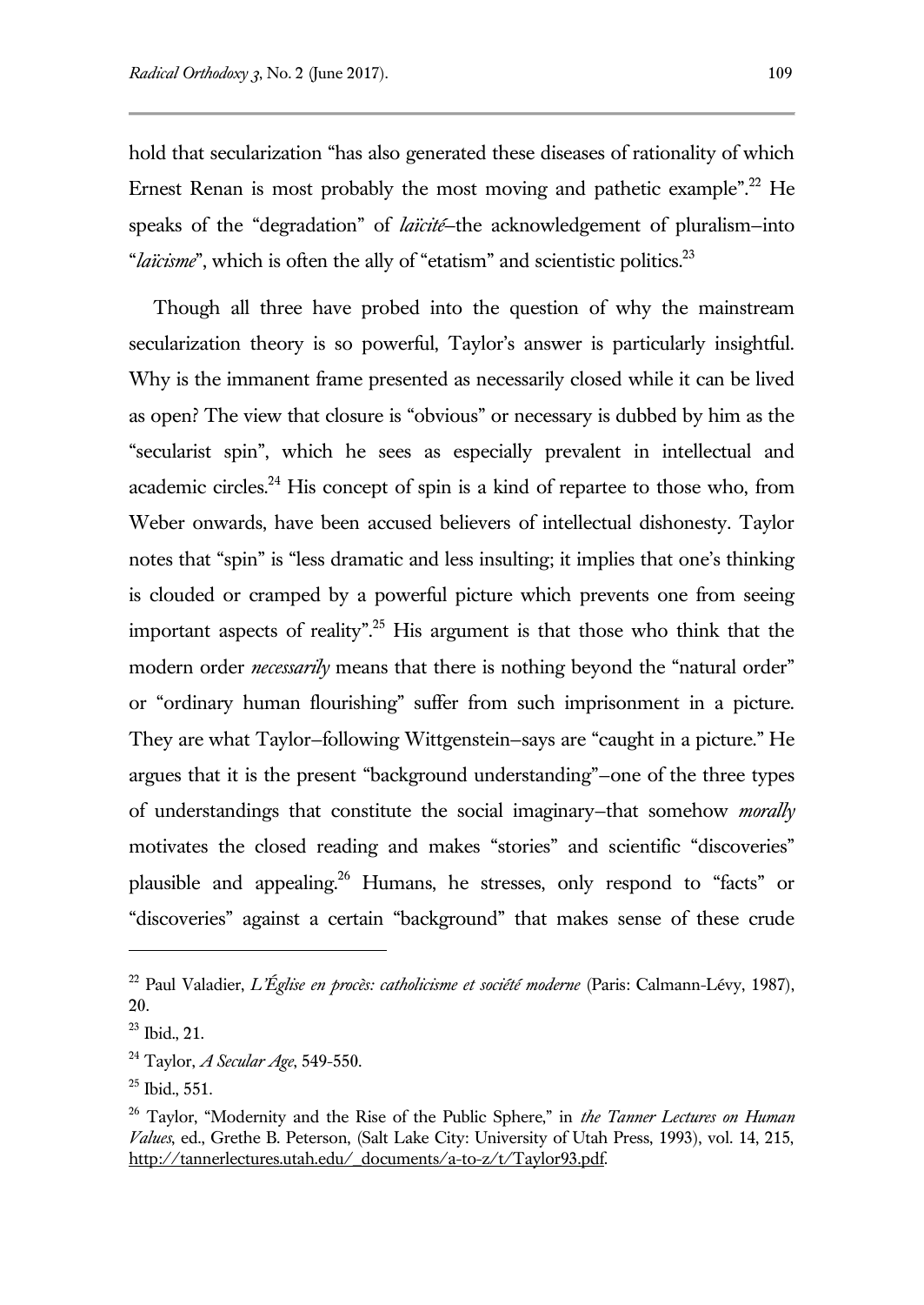hold that secularization "has also generated these diseases of rationality of which Ernest Renan is most probably the most moving and pathetic example".[22] He speaks of the "degradation" of *laïcité*–the acknowledgement of pluralism–into "*laïcisme*", which is often the ally of "etatism" and scientistic politics.[23]

Though all three have probed into the question of why the mainstream secularization theory is so powerful, Taylor's answer is particularly insightful. Why is the immanent frame presented as necessarily closed while it can be lived as open? The view that closure is "obvious" or necessary is dubbed by him as the "secularist spin", which he sees as especially prevalent in intellectual and academic circles.[24] His concept of spin is a kind of repartee to those who, from Weber onwards, have been accused believers of intellectual dishonesty. Taylor notes that "spin" is "less dramatic and less insulting; it implies that one's thinking is clouded or cramped by a powerful picture which prevents one from seeing important aspects of reality".[25] His argument is that those who think that the modern order *necessarily* means that there is nothing beyond the "natural order" or "ordinary human flourishing" suffer from such imprisonment in a picture. They are what Taylor–following Wittgenstein–says are "caught in a picture." He argues that it is the present "background understanding"–one of the three types of understandings that constitute the social imaginary–that somehow *morally* motivates the closed reading and makes "stories" and scientific "discoveries" plausible and appealing.[26] Humans, he stresses, only respond to "facts" or "discoveries" against a certain "background" that makes sense of these crude

---

[22] Paul Valadier, *L'Église en procès: catholicisme et société moderne* (Paris: Calmann-Lévy, 1987), 20.

[23] Ibid., 21.

[24] Taylor, *A Secular Age*, 549-550.

[25] Ibid., 551.

[26] Taylor, "Modernity and the Rise of the Public Sphere," in *the Tanner Lectures on Human Values*, ed., Grethe B. Peterson, (Salt Lake City: University of Utah Press, 1993), vol. 14, 215, http://tannerlectures.utah.edu/_documents/a-to-z/t/Taylor93.pdf.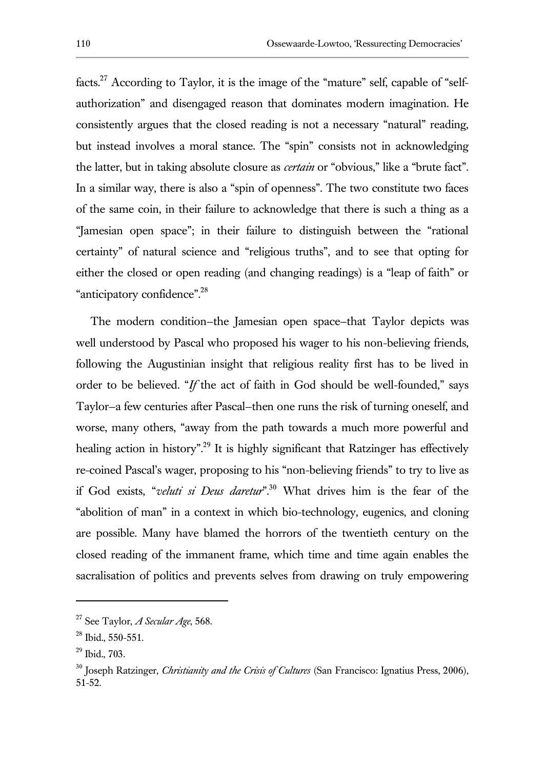facts.[27] According to Taylor, it is the image of the "mature" self, capable of "self-authorization" and disengaged reason that dominates modern imagination. He consistently argues that the closed reading is not a necessary "natural" reading, but instead involves a moral stance. The "spin" consists not in acknowledging the latter, but in taking absolute closure as *certain* or "obvious," like a "brute fact". In a similar way, there is also a "spin of openness". The two constitute two faces of the same coin, in their failure to acknowledge that there is such a thing as a "Jamesian open space"; in their failure to distinguish between the "rational certainty" of natural science and "religious truths", and to see that opting for either the closed or open reading (and changing readings) is a "leap of faith" or "anticipatory confidence".[28]

The modern condition–the Jamesian open space–that Taylor depicts was well understood by Pascal who proposed his wager to his non-believing friends, following the Augustinian insight that religious reality first has to be lived in order to be believed. "*If* the act of faith in God should be well-founded," says Taylor–a few centuries after Pascal–then one runs the risk of turning oneself, and worse, many others, "away from the path towards a much more powerful and healing action in history".[29] It is highly significant that Ratzinger has effectively re-coined Pascal's wager, proposing to his "non-believing friends" to try to live as if God exists, "*veluti si Deus daretur*".[30] What drives him is the fear of the "abolition of man" in a context in which bio-technology, eugenics, and cloning are possible. Many have blamed the horrors of the twentieth century on the closed reading of the immanent frame, which time and time again enables the sacralisation of politics and prevents selves from drawing on truly empowering

---

[27] See Taylor, *A Secular Age*, 568.

[28] Ibid., 550-551.

[29] Ibid., 703.

[30] Joseph Ratzinger, *Christianity and the Crisis of Cultures* (San Francisco: Ignatius Press, 2006), 51-52.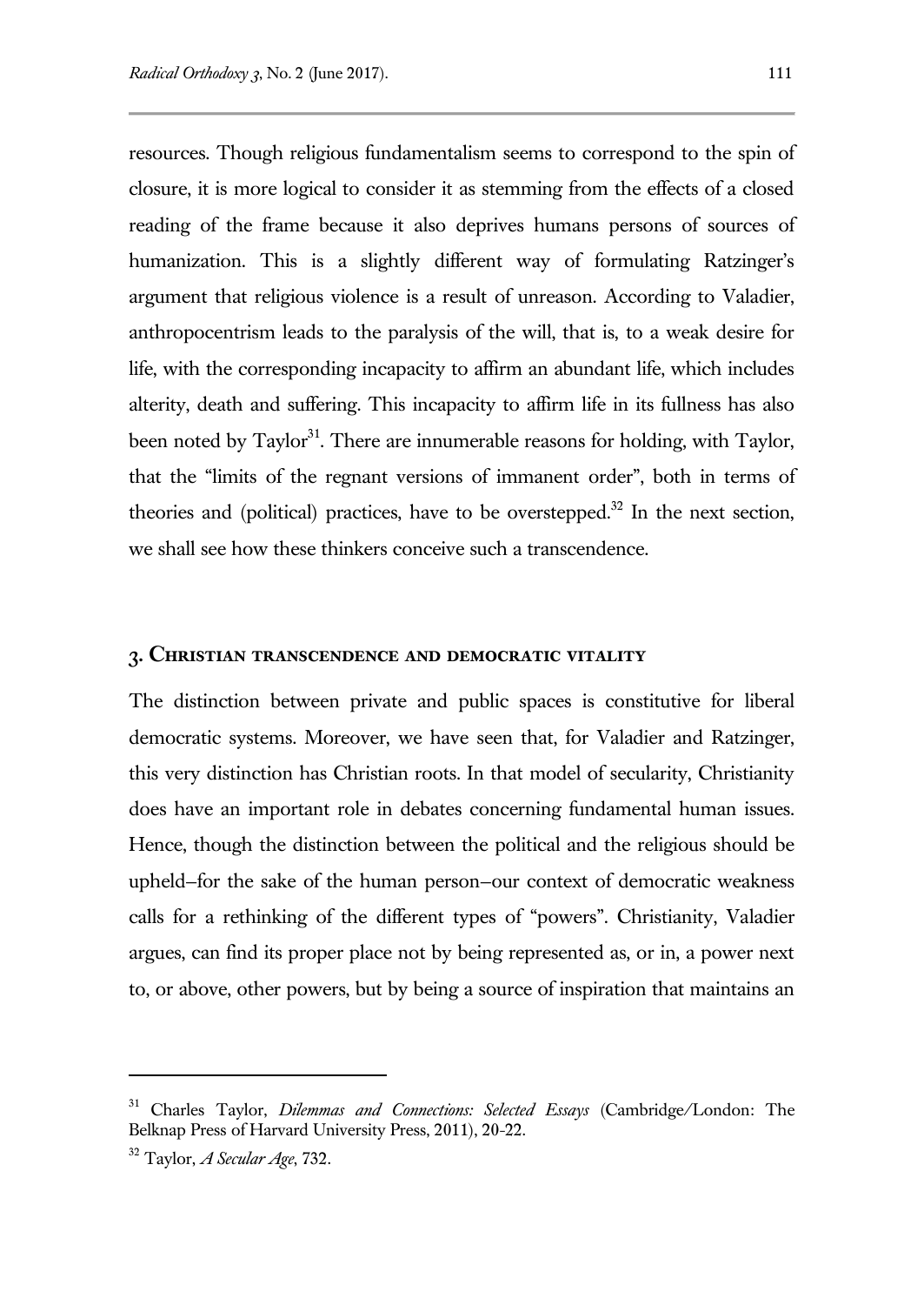resources. Though religious fundamentalism seems to correspond to the spin of closure, it is more logical to consider it as stemming from the effects of a closed reading of the frame because it also deprives humans persons of sources of humanization. This is a slightly different way of formulating Ratzinger's argument that religious violence is a result of unreason. According to Valadier, anthropocentrism leads to the paralysis of the will, that is, to a weak desire for life, with the corresponding incapacity to affirm an abundant life, which includes alterity, death and suffering. This incapacity to affirm life in its fullness has also been noted by Taylor[31]. There are innumerable reasons for holding, with Taylor, that the "limits of the regnant versions of immanent order", both in terms of theories and (political) practices, have to be overstepped.[32] In the next section, we shall see how these thinkers conceive such a transcendence.

## 3. Christian transcendence and democratic vitality

The distinction between private and public spaces is constitutive for liberal democratic systems. Moreover, we have seen that, for Valadier and Ratzinger, this very distinction has Christian roots. In that model of secularity, Christianity does have an important role in debates concerning fundamental human issues. Hence, though the distinction between the political and the religious should be upheld–for the sake of the human person–our context of democratic weakness calls for a rethinking of the different types of "powers". Christianity, Valadier argues, can find its proper place not by being represented as, or in, a power next to, or above, other powers, but by being a source of inspiration that maintains an

---

[31] Charles Taylor, *Dilemmas and Connections: Selected Essays* (Cambridge/London: The Belknap Press of Harvard University Press, 2011), 20-22.

[32] Taylor, *A Secular Age*, 732.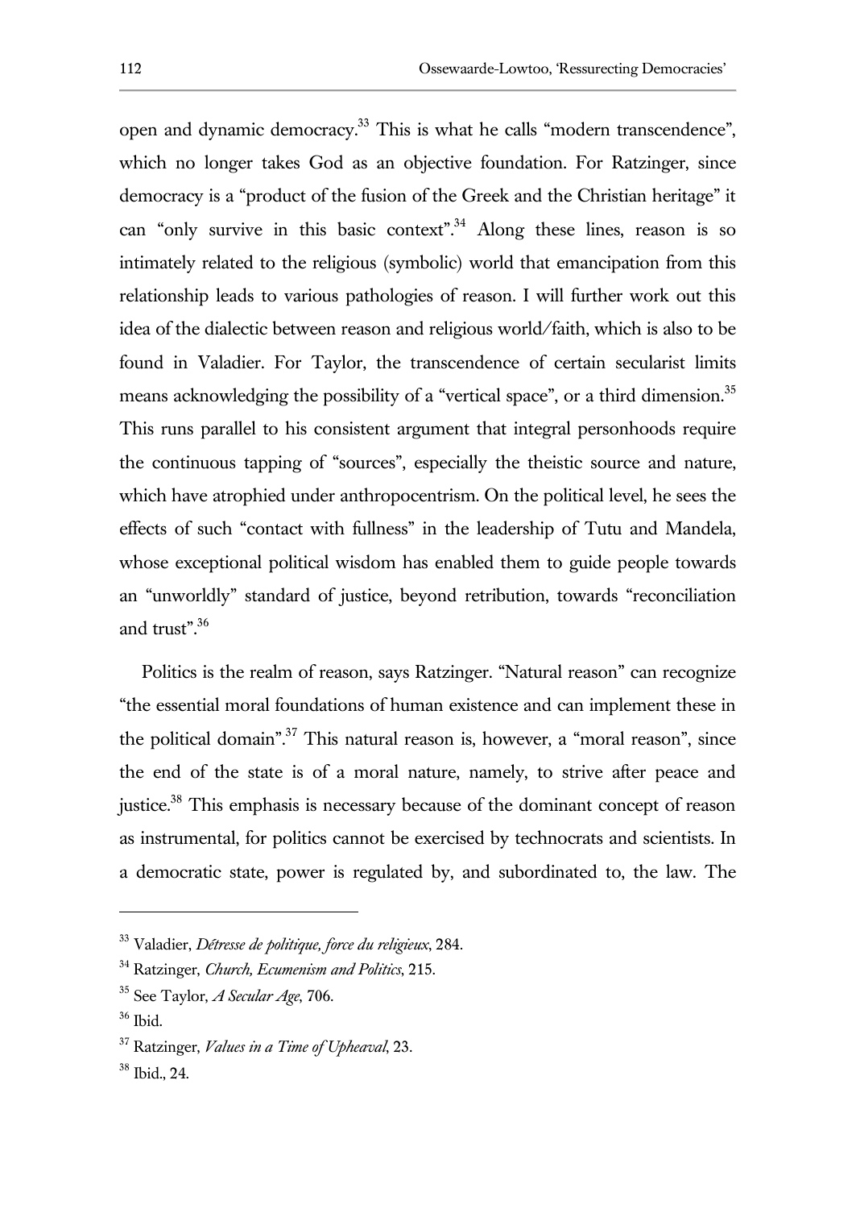open and dynamic democracy.[33] This is what he calls "modern transcendence", which no longer takes God as an objective foundation. For Ratzinger, since democracy is a "product of the fusion of the Greek and the Christian heritage" it can "only survive in this basic context".[34] Along these lines, reason is so intimately related to the religious (symbolic) world that emancipation from this relationship leads to various pathologies of reason. I will further work out this idea of the dialectic between reason and religious world/faith, which is also to be found in Valadier. For Taylor, the transcendence of certain secularist limits means acknowledging the possibility of a "vertical space", or a third dimension.[35] This runs parallel to his consistent argument that integral personhoods require the continuous tapping of "sources", especially the theistic source and nature, which have atrophied under anthropocentrism. On the political level, he sees the effects of such "contact with fullness" in the leadership of Tutu and Mandela, whose exceptional political wisdom has enabled them to guide people towards an "unworldly" standard of justice, beyond retribution, towards "reconciliation and trust".[36]

Politics is the realm of reason, says Ratzinger. "Natural reason" can recognize "the essential moral foundations of human existence and can implement these in the political domain".[37] This natural reason is, however, a "moral reason", since the end of the state is of a moral nature, namely, to strive after peace and justice.[38] This emphasis is necessary because of the dominant concept of reason as instrumental, for politics cannot be exercised by technocrats and scientists. In a democratic state, power is regulated by, and subordinated to, the law. The

---

[33] Valadier, *Détresse de politique, force du religieux*, 284.

[34] Ratzinger, *Church, Ecumenism and Politics*, 215.

[35] See Taylor, *A Secular Age*, 706.

[36] Ibid.

[37] Ratzinger, *Values in a Time of Upheaval*, 23.

[38] Ibid., 24.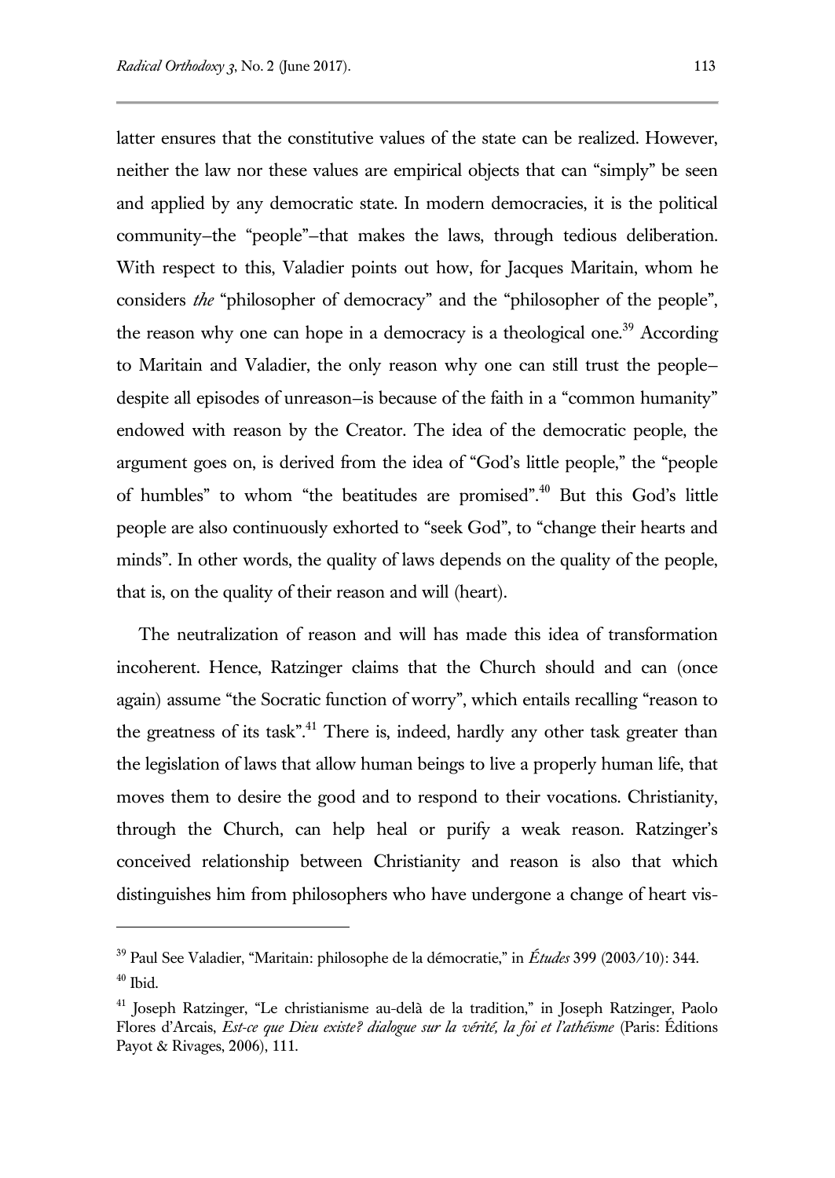latter ensures that the constitutive values of the state can be realized. However, neither the law nor these values are empirical objects that can "simply" be seen and applied by any democratic state. In modern democracies, it is the political community–the "people"–that makes the laws, through tedious deliberation. With respect to this, Valadier points out how, for Jacques Maritain, whom he considers *the* "philosopher of democracy" and the "philosopher of the people", the reason why one can hope in a democracy is a theological one.[39] According to Maritain and Valadier, the only reason why one can still trust the people–despite all episodes of unreason–is because of the faith in a "common humanity" endowed with reason by the Creator. The idea of the democratic people, the argument goes on, is derived from the idea of "God's little people," the "people of humbles" to whom "the beatitudes are promised".[40] But this God's little people are also continuously exhorted to "seek God", to "change their hearts and minds". In other words, the quality of laws depends on the quality of the people, that is, on the quality of their reason and will (heart).

The neutralization of reason and will has made this idea of transformation incoherent. Hence, Ratzinger claims that the Church should and can (once again) assume "the Socratic function of worry", which entails recalling "reason to the greatness of its task".[41] There is, indeed, hardly any other task greater than the legislation of laws that allow human beings to live a properly human life, that moves them to desire the good and to respond to their vocations. Christianity, through the Church, can help heal or purify a weak reason. Ratzinger's conceived relationship between Christianity and reason is also that which distinguishes him from philosophers who have undergone a change of heart vis-

---

[39] Paul See Valadier, "Maritain: philosophe de la démocratie," in *Études* 399 (2003/10): 344.

[40] Ibid.

[41] Joseph Ratzinger, "Le christianisme au-delà de la tradition," in Joseph Ratzinger, Paolo Flores d'Arcais, *Est-ce que Dieu existe? dialogue sur la vérité, la foi et l'athéisme* (Paris: Éditions Payot & Rivages, 2006), 111.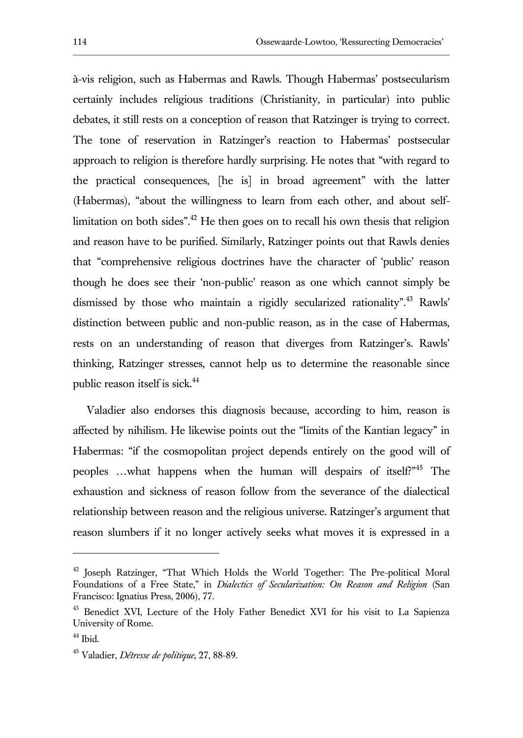à-vis religion, such as Habermas and Rawls. Though Habermas' postsecularism certainly includes religious traditions (Christianity, in particular) into public debates, it still rests on a conception of reason that Ratzinger is trying to correct. The tone of reservation in Ratzinger's reaction to Habermas' postsecular approach to religion is therefore hardly surprising. He notes that "with regard to the practical consequences, [he is] in broad agreement" with the latter (Habermas), "about the willingness to learn from each other, and about self-limitation on both sides".[42] He then goes on to recall his own thesis that religion and reason have to be purified. Similarly, Ratzinger points out that Rawls denies that "comprehensive religious doctrines have the character of 'public' reason though he does see their 'non-public' reason as one which cannot simply be dismissed by those who maintain a rigidly secularized rationality".[43] Rawls' distinction between public and non-public reason, as in the case of Habermas, rests on an understanding of reason that diverges from Ratzinger's. Rawls' thinking, Ratzinger stresses, cannot help us to determine the reasonable since public reason itself is sick.[44]

Valadier also endorses this diagnosis because, according to him, reason is affected by nihilism. He likewise points out the "limits of the Kantian legacy" in Habermas: "if the cosmopolitan project depends entirely on the good will of peoples …what happens when the human will despairs of itself?"[45] The exhaustion and sickness of reason follow from the severance of the dialectical relationship between reason and the religious universe. Ratzinger's argument that reason slumbers if it no longer actively seeks what moves it is expressed in a

---

[42] Joseph Ratzinger, "That Which Holds the World Together: The Pre-political Moral Foundations of a Free State," in *Dialectics of Secularization: On Reason and Religion* (San Francisco: Ignatius Press, 2006), 77.

[43] Benedict XVI, Lecture of the Holy Father Benedict XVI for his visit to La Sapienza University of Rome.

[44] Ibid.

[45] Valadier, *Détresse de politique*, 27, 88-89.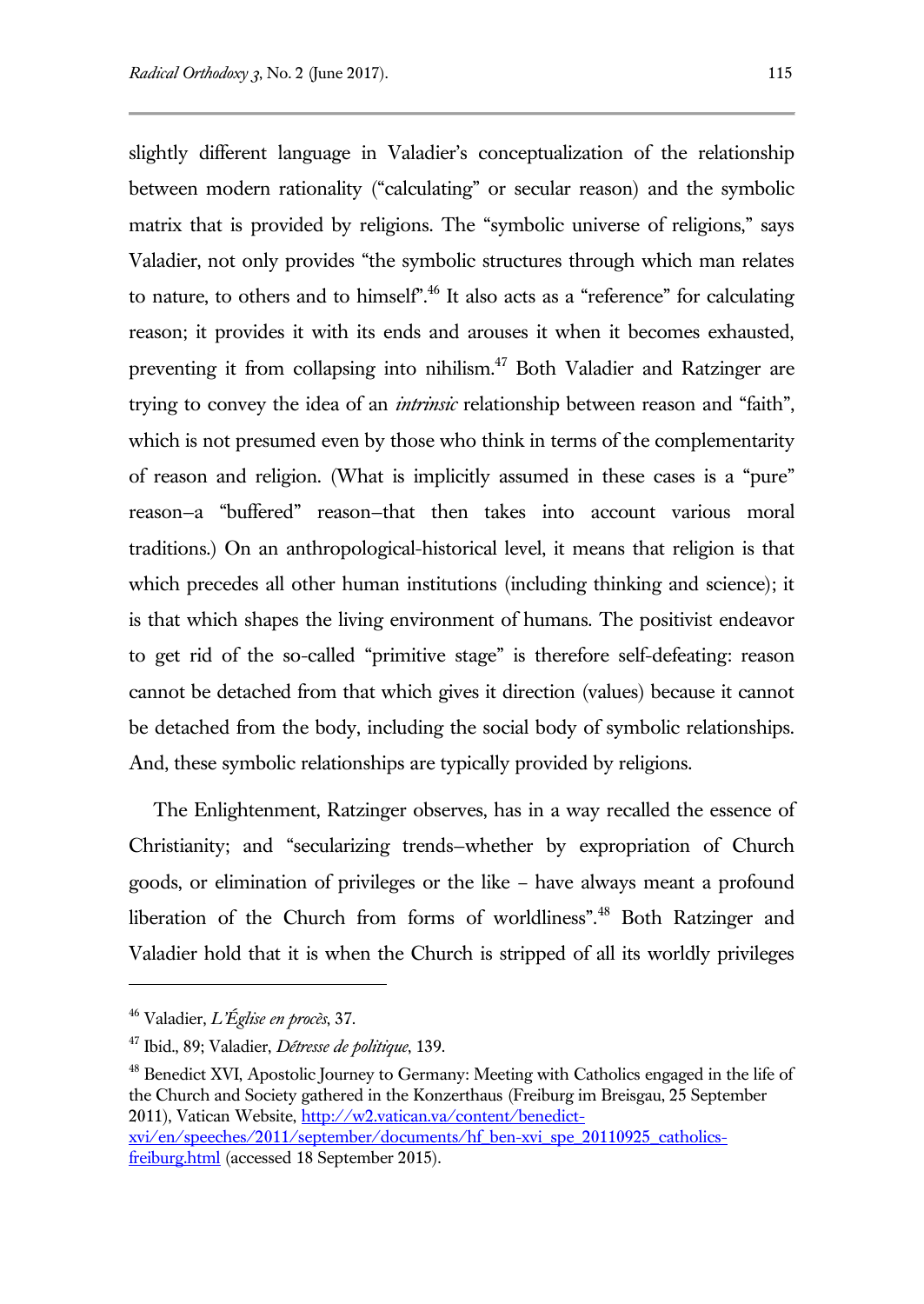slightly different language in Valadier's conceptualization of the relationship between modern rationality ("calculating" or secular reason) and the symbolic matrix that is provided by religions. The "symbolic universe of religions," says Valadier, not only provides "the symbolic structures through which man relates to nature, to others and to himself".[46] It also acts as a "reference" for calculating reason; it provides it with its ends and arouses it when it becomes exhausted, preventing it from collapsing into nihilism.[47] Both Valadier and Ratzinger are trying to convey the idea of an *intrinsic* relationship between reason and "faith", which is not presumed even by those who think in terms of the complementarity of reason and religion. (What is implicitly assumed in these cases is a "pure" reason–a "buffered" reason–that then takes into account various moral traditions.) On an anthropological-historical level, it means that religion is that which precedes all other human institutions (including thinking and science); it is that which shapes the living environment of humans. The positivist endeavor to get rid of the so-called "primitive stage" is therefore self-defeating: reason cannot be detached from that which gives it direction (values) because it cannot be detached from the body, including the social body of symbolic relationships. And, these symbolic relationships are typically provided by religions.

The Enlightenment, Ratzinger observes, has in a way recalled the essence of Christianity; and "secularizing trends–whether by expropriation of Church goods, or elimination of privileges or the like – have always meant a profound liberation of the Church from forms of worldliness".[48] Both Ratzinger and Valadier hold that it is when the Church is stripped of all its worldly privileges

---

[46] Valadier, *L'Église en procès*, 37.

[47] Ibid., 89; Valadier, *Détresse de politique*, 139.

[48] Benedict XVI, Apostolic Journey to Germany: Meeting with Catholics engaged in the life of the Church and Society gathered in the Konzerthaus (Freiburg im Breisgau, 25 September 2011), Vatican Website, http://w2.vatican.va/content/benedict-xvi/en/speeches/2011/september/documents/hf_ben-xvi_spe_20110925_catholics-freiburg.html (accessed 18 September 2015).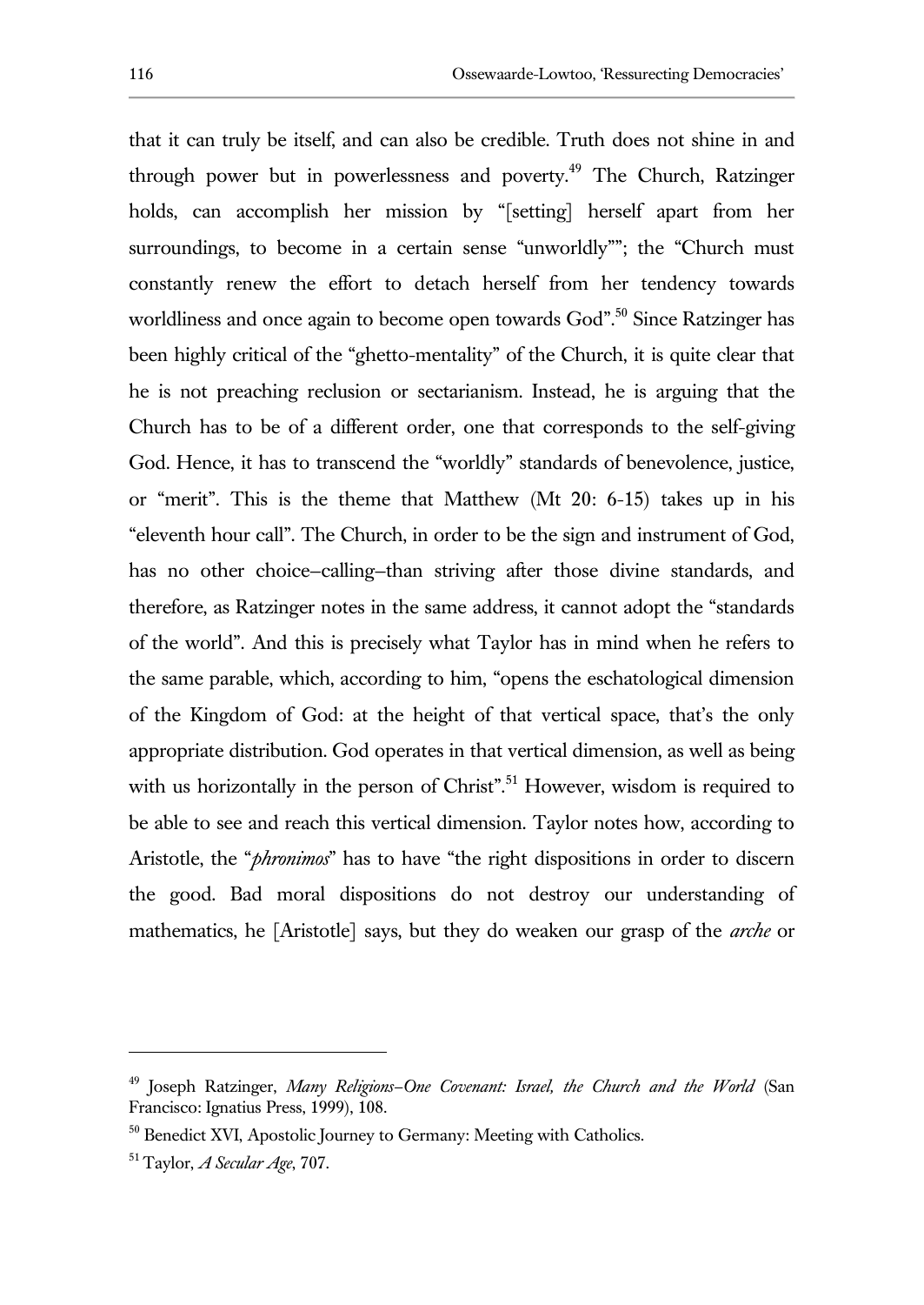that it can truly be itself, and can also be credible. Truth does not shine in and through power but in powerlessness and poverty.[49] The Church, Ratzinger holds, can accomplish her mission by "[setting] herself apart from her surroundings, to become in a certain sense "unworldly""; the "Church must constantly renew the effort to detach herself from her tendency towards worldliness and once again to become open towards God".[50] Since Ratzinger has been highly critical of the "ghetto-mentality" of the Church, it is quite clear that he is not preaching reclusion or sectarianism. Instead, he is arguing that the Church has to be of a different order, one that corresponds to the self-giving God. Hence, it has to transcend the "worldly" standards of benevolence, justice, or "merit". This is the theme that Matthew (Mt 20: 6-15) takes up in his "eleventh hour call". The Church, in order to be the sign and instrument of God, has no other choice–calling–than striving after those divine standards, and therefore, as Ratzinger notes in the same address, it cannot adopt the "standards of the world". And this is precisely what Taylor has in mind when he refers to the same parable, which, according to him, "opens the eschatological dimension of the Kingdom of God: at the height of that vertical space, that's the only appropriate distribution. God operates in that vertical dimension, as well as being with us horizontally in the person of Christ".[51] However, wisdom is required to be able to see and reach this vertical dimension. Taylor notes how, according to Aristotle, the "*phronimos*" has to have "the right dispositions in order to discern the good. Bad moral dispositions do not destroy our understanding of mathematics, he [Aristotle] says, but they do weaken our grasp of the *arche* or

---

[49] Joseph Ratzinger, *Many Religions–One Covenant: Israel, the Church and the World* (San Francisco: Ignatius Press, 1999), 108.

[50] Benedict XVI, Apostolic Journey to Germany: Meeting with Catholics.

[51] Taylor, *A Secular Age*, 707.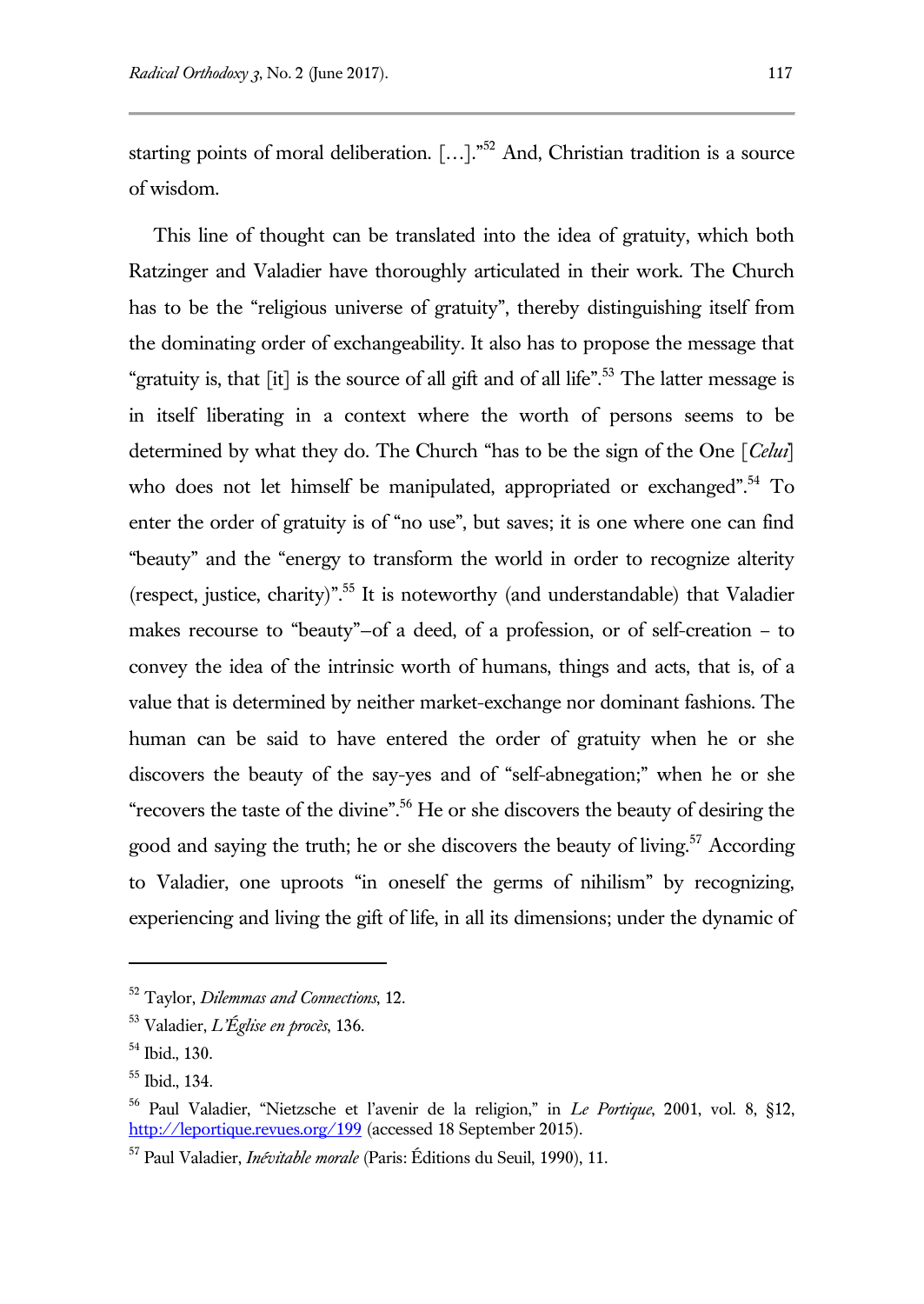starting points of moral deliberation. […]."[52] And, Christian tradition is a source of wisdom.

This line of thought can be translated into the idea of gratuity, which both Ratzinger and Valadier have thoroughly articulated in their work. The Church has to be the "religious universe of gratuity", thereby distinguishing itself from the dominating order of exchangeability. It also has to propose the message that "gratuity is, that [it] is the source of all gift and of all life".[53] The latter message is in itself liberating in a context where the worth of persons seems to be determined by what they do. The Church "has to be the sign of the One [*Celui*] who does not let himself be manipulated, appropriated or exchanged".[54] To enter the order of gratuity is of "no use", but saves; it is one where one can find "beauty" and the "energy to transform the world in order to recognize alterity (respect, justice, charity)".[55] It is noteworthy (and understandable) that Valadier makes recourse to "beauty"–of a deed, of a profession, or of self-creation – to convey the idea of the intrinsic worth of humans, things and acts, that is, of a value that is determined by neither market-exchange nor dominant fashions. The human can be said to have entered the order of gratuity when he or she discovers the beauty of the say-yes and of "self-abnegation;" when he or she "recovers the taste of the divine".[56] He or she discovers the beauty of desiring the good and saying the truth; he or she discovers the beauty of living.[57] According to Valadier, one uproots "in oneself the germs of nihilism" by recognizing, experiencing and living the gift of life, in all its dimensions; under the dynamic of

---

[52] Taylor, *Dilemmas and Connections*, 12.

[53] Valadier, *L'Église en procès*, 136.

[54] Ibid., 130.

[55] Ibid., 134.

[56] Paul Valadier, "Nietzsche et l'avenir de la religion," in *Le Portique*, 2001, vol. 8, §12, http://leportique.revues.org/199 (accessed 18 September 2015).

[57] Paul Valadier, *Inévitable morale* (Paris: Éditions du Seuil, 1990), 11.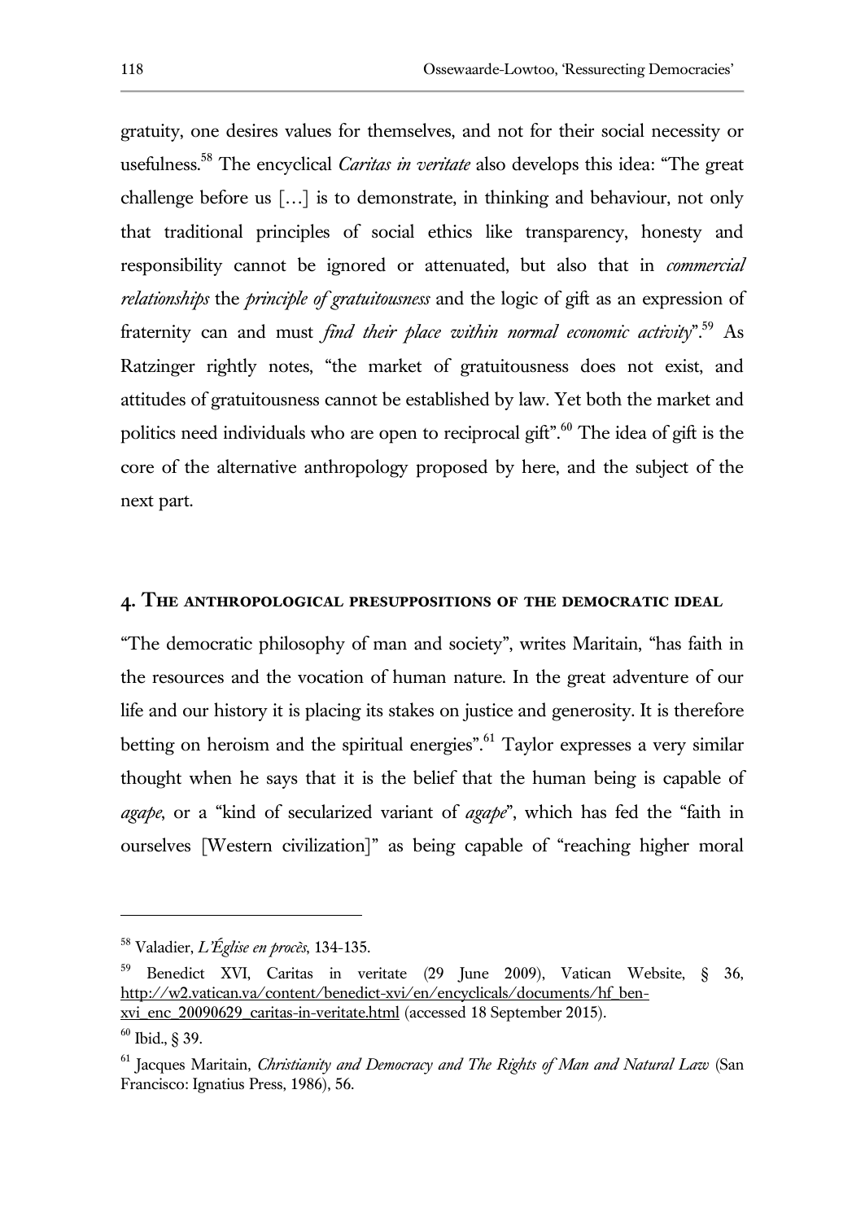gratuity, one desires values for themselves, and not for their social necessity or usefulness.[58] The encyclical *Caritas in veritate* also develops this idea: "The great challenge before us […] is to demonstrate, in thinking and behaviour, not only that traditional principles of social ethics like transparency, honesty and responsibility cannot be ignored or attenuated, but also that in *commercial relationships* the *principle of gratuitousness* and the logic of gift as an expression of fraternity can and must *find their place within normal economic activity*".[59] As Ratzinger rightly notes, "the market of gratuitousness does not exist, and attitudes of gratuitousness cannot be established by law. Yet both the market and politics need individuals who are open to reciprocal gift".[60] The idea of gift is the core of the alternative anthropology proposed by here, and the subject of the next part.

## 4. The anthropological presuppositions of the democratic ideal

"The democratic philosophy of man and society", writes Maritain, "has faith in the resources and the vocation of human nature. In the great adventure of our life and our history it is placing its stakes on justice and generosity. It is therefore betting on heroism and the spiritual energies".[61] Taylor expresses a very similar thought when he says that it is the belief that the human being is capable of *agape*, or a "kind of secularized variant of *agape*", which has fed the "faith in ourselves [Western civilization]" as being capable of "reaching higher moral

---

[58] Valadier, *L'Église en procès*, 134-135.

[59] Benedict XVI, Caritas in veritate (29 June 2009), Vatican Website, § 36, http://w2.vatican.va/content/benedict-xvi/en/encyclicals/documents/hf_ben-xvi_enc_20090629_caritas-in-veritate.html (accessed 18 September 2015).

[60] Ibid., § 39.

[61] Jacques Maritain, *Christianity and Democracy and The Rights of Man and Natural Law* (San Francisco: Ignatius Press, 1986), 56.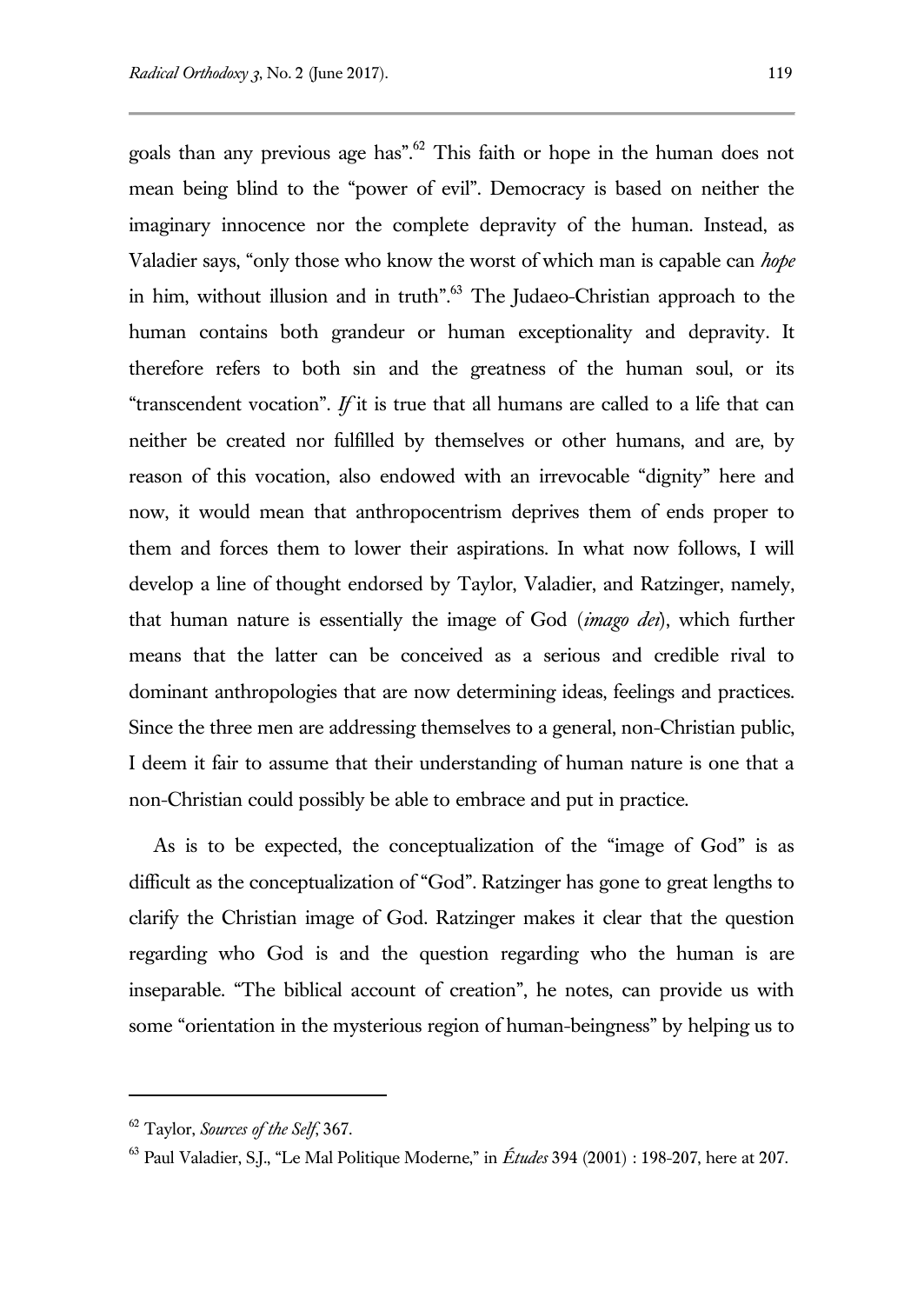goals than any previous age has".[62] This faith or hope in the human does not mean being blind to the "power of evil". Democracy is based on neither the imaginary innocence nor the complete depravity of the human. Instead, as Valadier says, "only those who know the worst of which man is capable can *hope* in him, without illusion and in truth".[63] The Judaeo-Christian approach to the human contains both grandeur or human exceptionality and depravity. It therefore refers to both sin and the greatness of the human soul, or its "transcendent vocation". *If* it is true that all humans are called to a life that can neither be created nor fulfilled by themselves or other humans, and are, by reason of this vocation, also endowed with an irrevocable "dignity" here and now, it would mean that anthropocentrism deprives them of ends proper to them and forces them to lower their aspirations. In what now follows, I will develop a line of thought endorsed by Taylor, Valadier, and Ratzinger, namely, that human nature is essentially the image of God (*imago dei*), which further means that the latter can be conceived as a serious and credible rival to dominant anthropologies that are now determining ideas, feelings and practices. Since the three men are addressing themselves to a general, non-Christian public, I deem it fair to assume that their understanding of human nature is one that a non-Christian could possibly be able to embrace and put in practice.

As is to be expected, the conceptualization of the "image of God" is as difficult as the conceptualization of "God". Ratzinger has gone to great lengths to clarify the Christian image of God. Ratzinger makes it clear that the question regarding who God is and the question regarding who the human is are inseparable. "The biblical account of creation", he notes, can provide us with some "orientation in the mysterious region of human-beingness" by helping us to

---

[62] Taylor, *Sources of the Self*, 367.

[63] Paul Valadier, S.J., "Le Mal Politique Moderne," in *Études* 394 (2001) : 198-207, here at 207.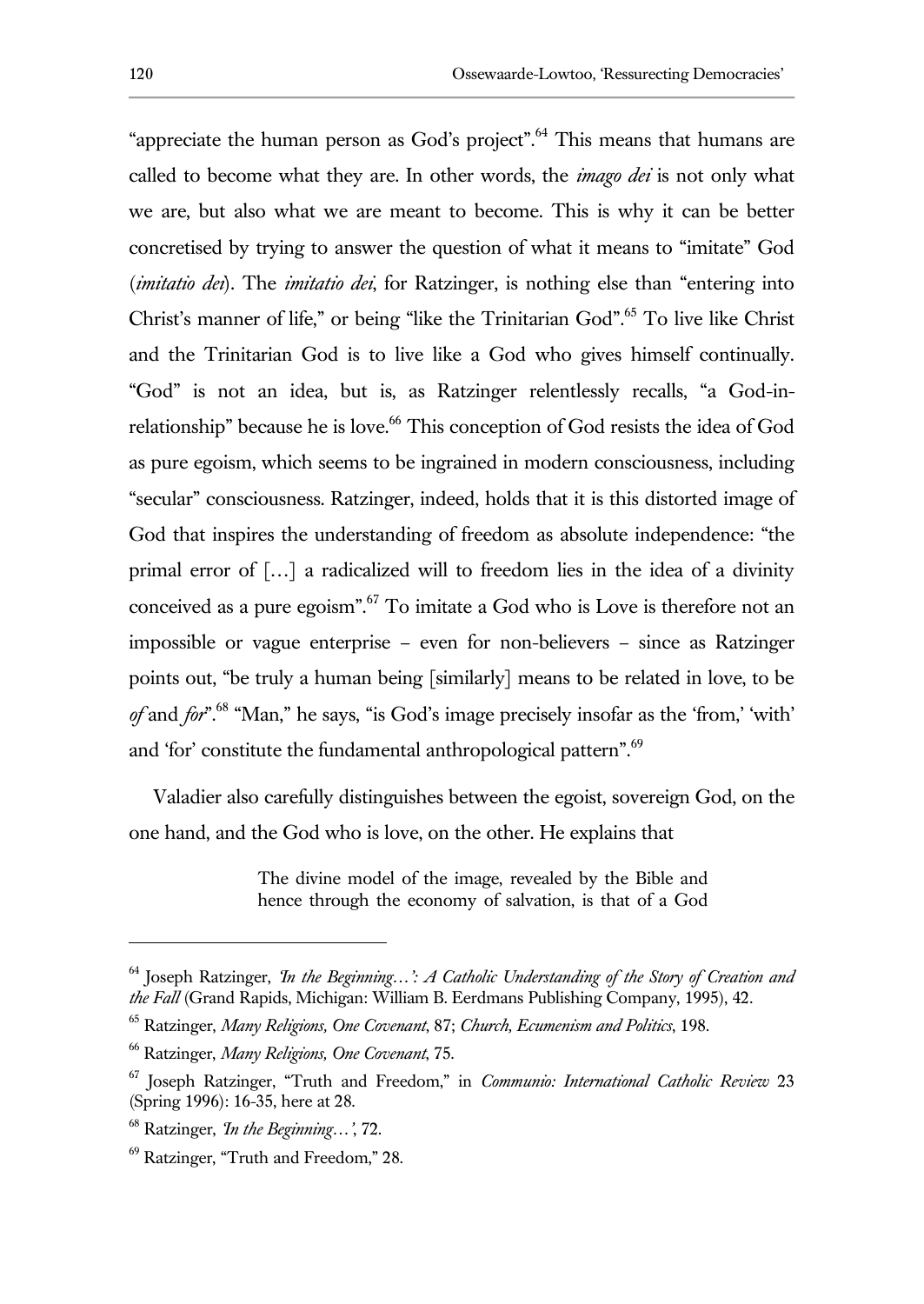"appreciate the human person as God's project".[64] This means that humans are called to become what they are. In other words, the *imago dei* is not only what we are, but also what we are meant to become. This is why it can be better concretised by trying to answer the question of what it means to "imitate" God (*imitatio dei*). The *imitatio dei*, for Ratzinger, is nothing else than "entering into Christ's manner of life," or being "like the Trinitarian God".[65] To live like Christ and the Trinitarian God is to live like a God who gives himself continually. "God" is not an idea, but is, as Ratzinger relentlessly recalls, "a God-in-relationship" because he is love.[66] This conception of God resists the idea of God as pure egoism, which seems to be ingrained in modern consciousness, including "secular" consciousness. Ratzinger, indeed, holds that it is this distorted image of God that inspires the understanding of freedom as absolute independence: "the primal error of […] a radicalized will to freedom lies in the idea of a divinity conceived as a pure egoism".[67] To imitate a God who is Love is therefore not an impossible or vague enterprise – even for non-believers – since as Ratzinger points out, "be truly a human being [similarly] means to be related in love, to be *of* and *for*".[68] "Man," he says, "is God's image precisely insofar as the 'from,' 'with' and 'for' constitute the fundamental anthropological pattern".[69]

Valadier also carefully distinguishes between the egoist, sovereign God, on the one hand, and the God who is love, on the other. He explains that

> The divine model of the image, revealed by the Bible and hence through the economy of salvation, is that of a God

---

[64] Joseph Ratzinger, *'In the Beginning…': A Catholic Understanding of the Story of Creation and the Fall* (Grand Rapids, Michigan: William B. Eerdmans Publishing Company, 1995), 42.

[65] Ratzinger, *Many Religions, One Covenant*, 87; *Church, Ecumenism and Politics*, 198.

[66] Ratzinger, *Many Religions, One Covenant*, 75.

[67] Joseph Ratzinger, "Truth and Freedom," in *Communio: International Catholic Review* 23 (Spring 1996): 16-35, here at 28.

[68] Ratzinger, *'In the Beginning…'*, 72.

[69] Ratzinger, "Truth and Freedom," 28.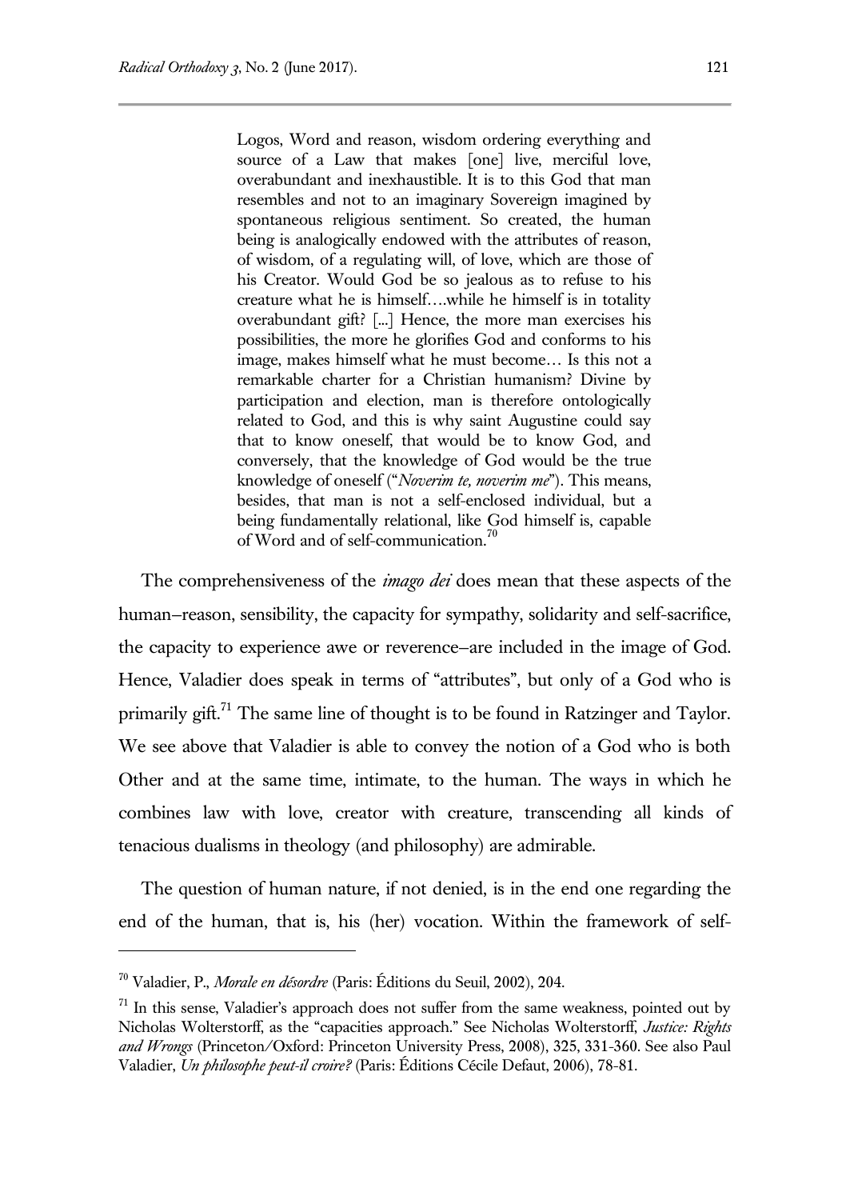> Logos, Word and reason, wisdom ordering everything and source of a Law that makes [one] live, merciful love, overabundant and inexhaustible. It is to this God that man resembles and not to an imaginary Sovereign imagined by spontaneous religious sentiment. So created, the human being is analogically endowed with the attributes of reason, of wisdom, of a regulating will, of love, which are those of his Creator. Would God be so jealous as to refuse to his creature what he is himself….while he himself is in totality overabundant gift? [...] Hence, the more man exercises his possibilities, the more he glorifies God and conforms to his image, makes himself what he must become… Is this not a remarkable charter for a Christian humanism? Divine by participation and election, man is therefore ontologically related to God, and this is why saint Augustine could say that to know oneself, that would be to know God, and conversely, that the knowledge of God would be the true knowledge of oneself ("*Noverim te, noverim me*"). This means, besides, that man is not a self-enclosed individual, but a being fundamentally relational, like God himself is, capable of Word and of self-communication.[70]

The comprehensiveness of the *imago dei* does mean that these aspects of the human—reason, sensibility, the capacity for sympathy, solidarity and self-sacrifice, the capacity to experience awe or reverence—are included in the image of God. Hence, Valadier does speak in terms of "attributes", but only of a God who is primarily gift.[71] The same line of thought is to be found in Ratzinger and Taylor. We see above that Valadier is able to convey the notion of a God who is both Other and at the same time, intimate, to the human. The ways in which he combines law with love, creator with creature, transcending all kinds of tenacious dualisms in theology (and philosophy) are admirable.

The question of human nature, if not denied, is in the end one regarding the end of the human, that is, his (her) vocation. Within the framework of self-

---

[70] Valadier, P., *Morale en désordre* (Paris: Éditions du Seuil, 2002), 204.

[71] In this sense, Valadier's approach does not suffer from the same weakness, pointed out by Nicholas Wolterstorff, as the "capacities approach." See Nicholas Wolterstorff, *Justice: Rights and Wrongs* (Princeton/Oxford: Princeton University Press, 2008), 325, 331-360. See also Paul Valadier, *Un philosophe peut-il croire?* (Paris: Éditions Cécile Defaut, 2006), 78-81.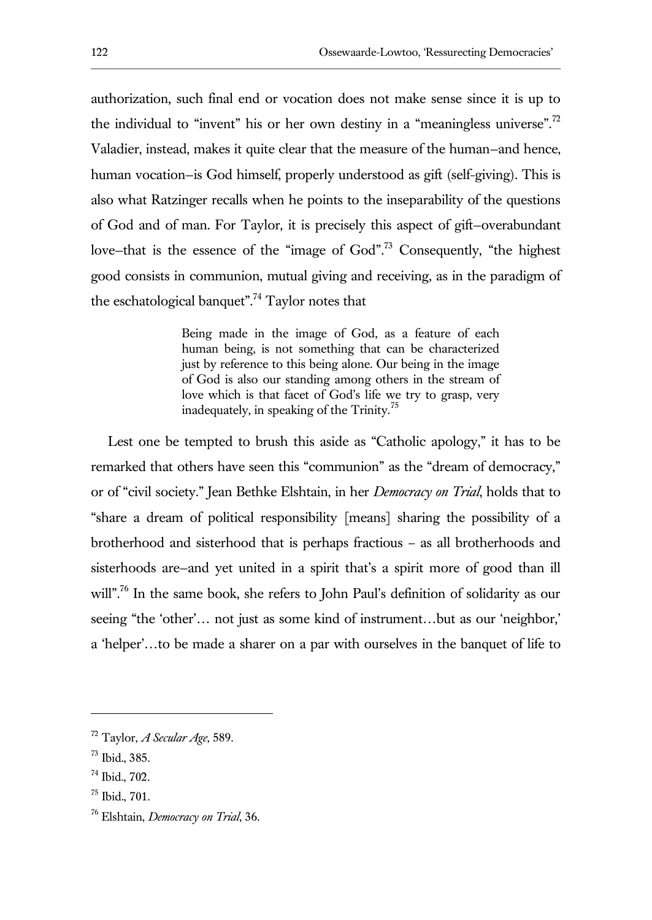authorization, such final end or vocation does not make sense since it is up to the individual to "invent" his or her own destiny in a "meaningless universe".[72] Valadier, instead, makes it quite clear that the measure of the human–and hence, human vocation–is God himself, properly understood as gift (self-giving). This is also what Ratzinger recalls when he points to the inseparability of the questions of God and of man. For Taylor, it is precisely this aspect of gift–overabundant love–that is the essence of the "image of God".[73] Consequently, "the highest good consists in communion, mutual giving and receiving, as in the paradigm of the eschatological banquet".[74] Taylor notes that

> Being made in the image of God, as a feature of each human being, is not something that can be characterized just by reference to this being alone. Our being in the image of God is also our standing among others in the stream of love which is that facet of God's life we try to grasp, very inadequately, in speaking of the Trinity.[75]

Lest one be tempted to brush this aside as "Catholic apology," it has to be remarked that others have seen this "communion" as the "dream of democracy," or of "civil society." Jean Bethke Elshtain, in her *Democracy on Trial*, holds that to "share a dream of political responsibility [means] sharing the possibility of a brotherhood and sisterhood that is perhaps fractious – as all brotherhoods and sisterhoods are–and yet united in a spirit that's a spirit more of good than ill will".[76] In the same book, she refers to John Paul's definition of solidarity as our seeing "the 'other'… not just as some kind of instrument…but as our 'neighbor,' a 'helper'…to be made a sharer on a par with ourselves in the banquet of life to

---

[72] Taylor, *A Secular Age*, 589.

[73] Ibid., 385.

[74] Ibid., 702.

[75] Ibid., 701.

[76] Elshtain, *Democracy on Trial*, 36.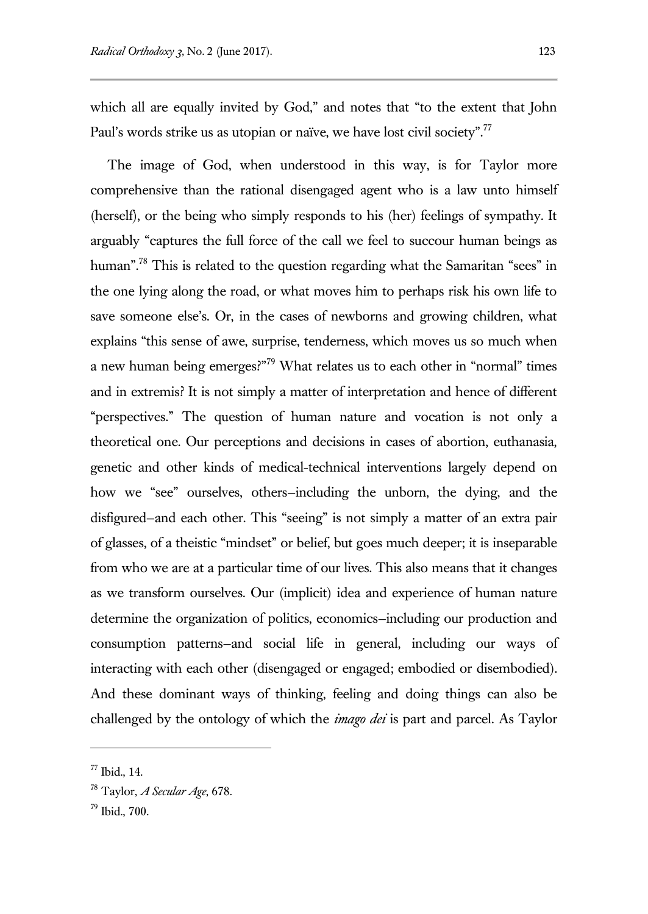which all are equally invited by God," and notes that "to the extent that John Paul's words strike us as utopian or naïve, we have lost civil society".[77]

The image of God, when understood in this way, is for Taylor more comprehensive than the rational disengaged agent who is a law unto himself (herself), or the being who simply responds to his (her) feelings of sympathy. It arguably "captures the full force of the call we feel to succour human beings as human".[78] This is related to the question regarding what the Samaritan "sees" in the one lying along the road, or what moves him to perhaps risk his own life to save someone else's. Or, in the cases of newborns and growing children, what explains "this sense of awe, surprise, tenderness, which moves us so much when a new human being emerges?"[79] What relates us to each other in "normal" times and in extremis? It is not simply a matter of interpretation and hence of different "perspectives." The question of human nature and vocation is not only a theoretical one. Our perceptions and decisions in cases of abortion, euthanasia, genetic and other kinds of medical-technical interventions largely depend on how we "see" ourselves, others–including the unborn, the dying, and the disfigured–and each other. This "seeing" is not simply a matter of an extra pair of glasses, of a theistic "mindset" or belief, but goes much deeper; it is inseparable from who we are at a particular time of our lives. This also means that it changes as we transform ourselves. Our (implicit) idea and experience of human nature determine the organization of politics, economics–including our production and consumption patterns–and social life in general, including our ways of interacting with each other (disengaged or engaged; embodied or disembodied). And these dominant ways of thinking, feeling and doing things can also be challenged by the ontology of which the *imago dei* is part and parcel. As Taylor

[77] Ibid., 14.

[78] Taylor, *A Secular Age*, 678.

[79] Ibid., 700.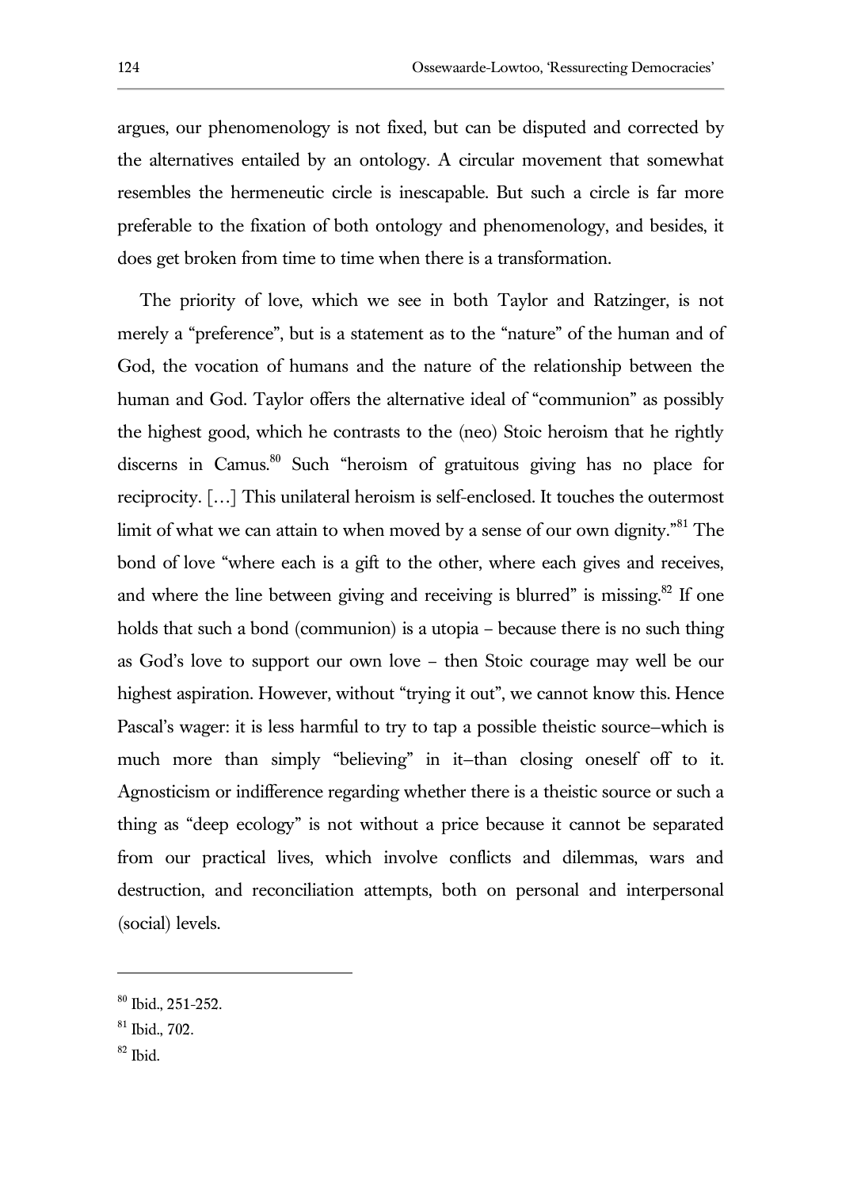argues, our phenomenology is not fixed, but can be disputed and corrected by the alternatives entailed by an ontology. A circular movement that somewhat resembles the hermeneutic circle is inescapable. But such a circle is far more preferable to the fixation of both ontology and phenomenology, and besides, it does get broken from time to time when there is a transformation.

The priority of love, which we see in both Taylor and Ratzinger, is not merely a "preference", but is a statement as to the "nature" of the human and of God, the vocation of humans and the nature of the relationship between the human and God. Taylor offers the alternative ideal of "communion" as possibly the highest good, which he contrasts to the (neo) Stoic heroism that he rightly discerns in Camus.[80] Such "heroism of gratuitous giving has no place for reciprocity. […] This unilateral heroism is self-enclosed. It touches the outermost limit of what we can attain to when moved by a sense of our own dignity."[81] The bond of love "where each is a gift to the other, where each gives and receives, and where the line between giving and receiving is blurred" is missing.[82] If one holds that such a bond (communion) is a utopia – because there is no such thing as God's love to support our own love – then Stoic courage may well be our highest aspiration. However, without "trying it out", we cannot know this. Hence Pascal's wager: it is less harmful to try to tap a possible theistic source–which is much more than simply "believing" in it–than closing oneself off to it. Agnosticism or indifference regarding whether there is a theistic source or such a thing as "deep ecology" is not without a price because it cannot be separated from our practical lives, which involve conflicts and dilemmas, wars and destruction, and reconciliation attempts, both on personal and interpersonal (social) levels.

---

[80] Ibid., 251-252.

[81] Ibid., 702.

[82] Ibid.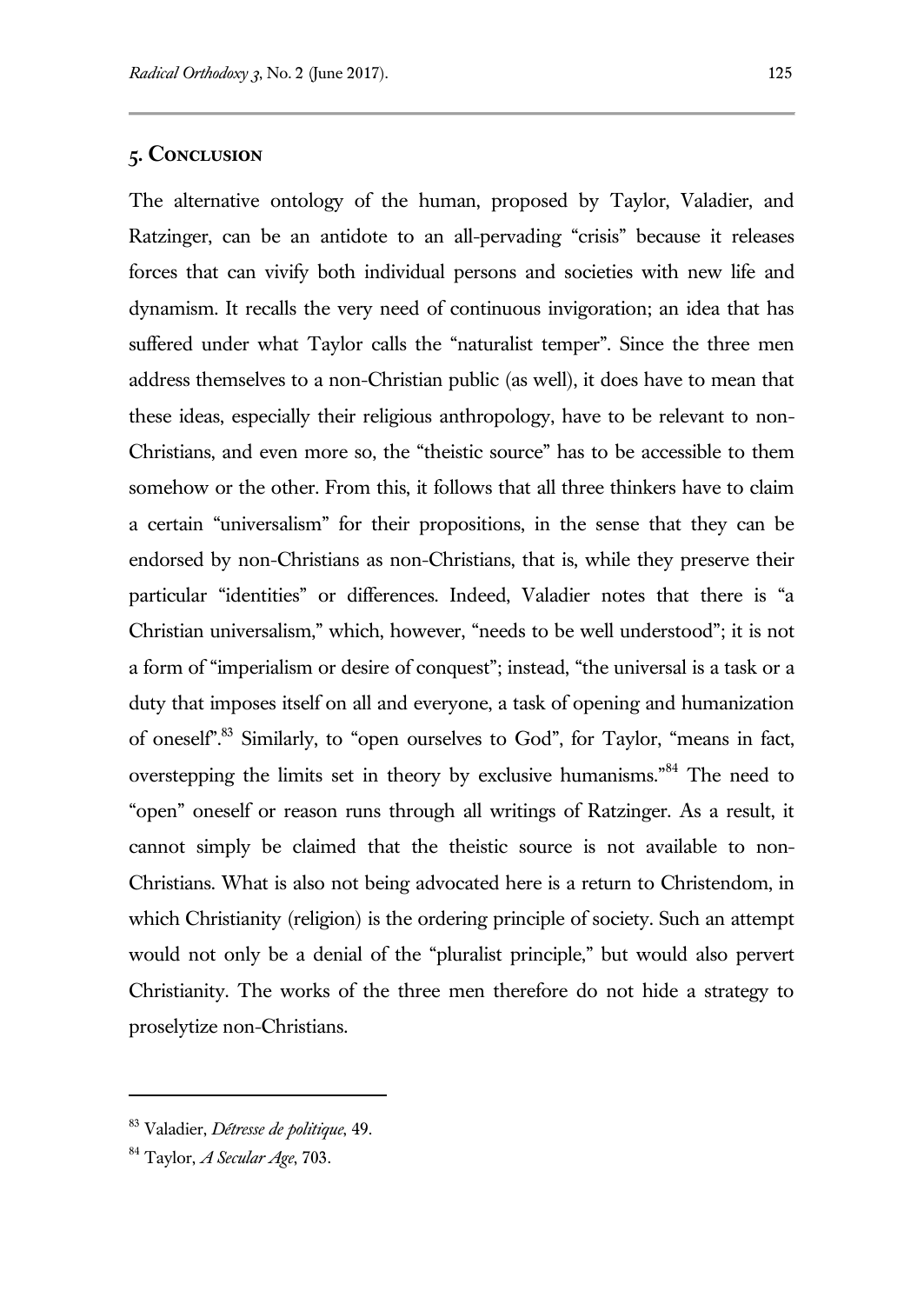## 5. Conclusion

The alternative ontology of the human, proposed by Taylor, Valadier, and Ratzinger, can be an antidote to an all-pervading "crisis" because it releases forces that can vivify both individual persons and societies with new life and dynamism. It recalls the very need of continuous invigoration; an idea that has suffered under what Taylor calls the "naturalist temper". Since the three men address themselves to a non-Christian public (as well), it does have to mean that these ideas, especially their religious anthropology, have to be relevant to non-Christians, and even more so, the "theistic source" has to be accessible to them somehow or the other. From this, it follows that all three thinkers have to claim a certain "universalism" for their propositions, in the sense that they can be endorsed by non-Christians as non-Christians, that is, while they preserve their particular "identities" or differences. Indeed, Valadier notes that there is "a Christian universalism," which, however, "needs to be well understood"; it is not a form of "imperialism or desire of conquest"; instead, "the universal is a task or a duty that imposes itself on all and everyone, a task of opening and humanization of oneself".[83] Similarly, to "open ourselves to God", for Taylor, "means in fact, overstepping the limits set in theory by exclusive humanisms."[84] The need to "open" oneself or reason runs through all writings of Ratzinger. As a result, it cannot simply be claimed that the theistic source is not available to non-Christians. What is also not being advocated here is a return to Christendom, in which Christianity (religion) is the ordering principle of society. Such an attempt would not only be a denial of the "pluralist principle," but would also pervert Christianity. The works of the three men therefore do not hide a strategy to proselytize non-Christians.

---

[83] Valadier, *Détresse de politique*, 49.

[84] Taylor, *A Secular Age*, 703.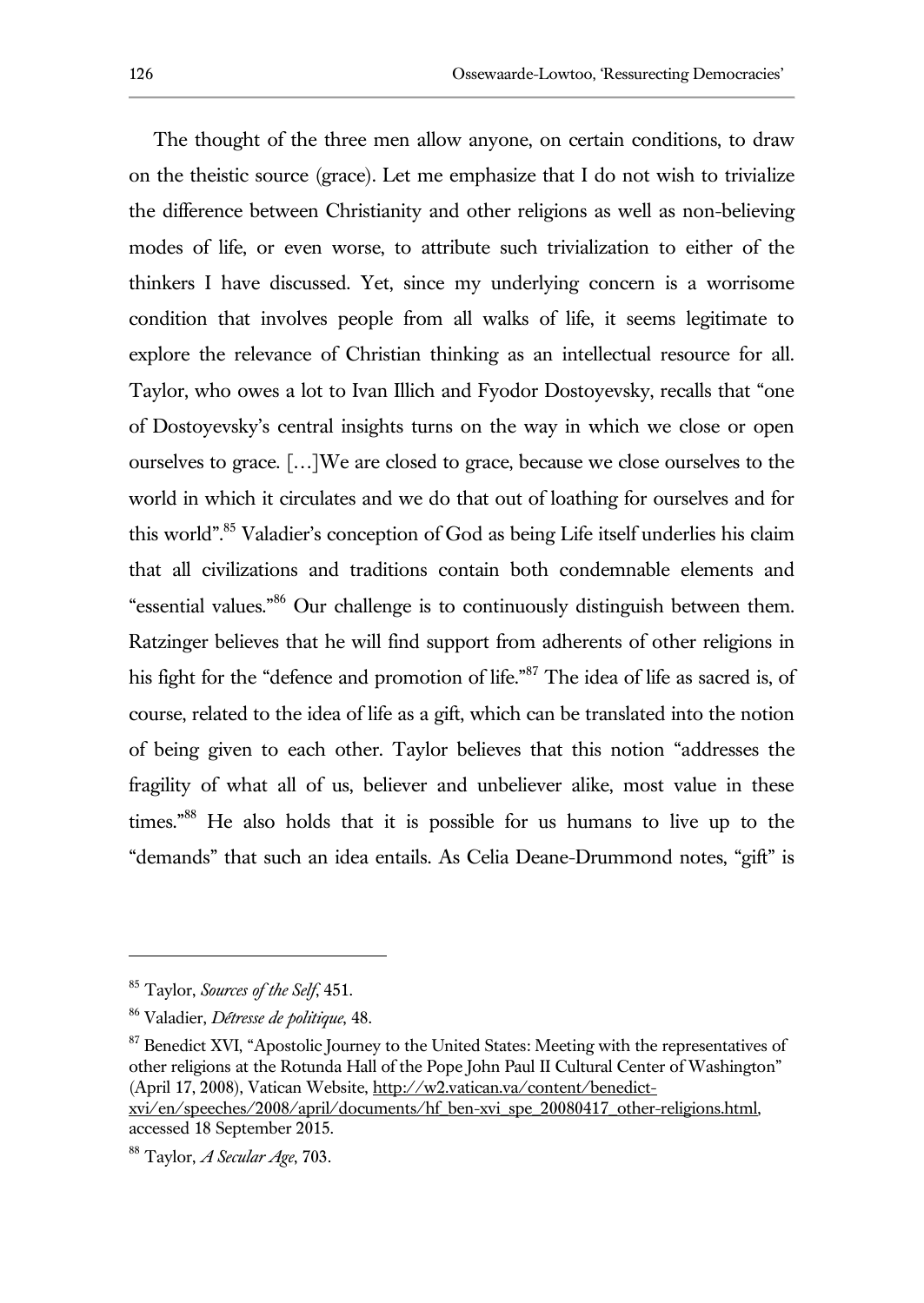The thought of the three men allow anyone, on certain conditions, to draw on the theistic source (grace). Let me emphasize that I do not wish to trivialize the difference between Christianity and other religions as well as non-believing modes of life, or even worse, to attribute such trivialization to either of the thinkers I have discussed. Yet, since my underlying concern is a worrisome condition that involves people from all walks of life, it seems legitimate to explore the relevance of Christian thinking as an intellectual resource for all. Taylor, who owes a lot to Ivan Illich and Fyodor Dostoyevsky, recalls that "one of Dostoyevsky's central insights turns on the way in which we close or open ourselves to grace. […]We are closed to grace, because we close ourselves to the world in which it circulates and we do that out of loathing for ourselves and for this world".[85] Valadier's conception of God as being Life itself underlies his claim that all civilizations and traditions contain both condemnable elements and "essential values."[86] Our challenge is to continuously distinguish between them. Ratzinger believes that he will find support from adherents of other religions in his fight for the "defence and promotion of life."[87] The idea of life as sacred is, of course, related to the idea of life as a gift, which can be translated into the notion of being given to each other. Taylor believes that this notion "addresses the fragility of what all of us, believer and unbeliever alike, most value in these times."[88] He also holds that it is possible for us humans to live up to the "demands" that such an idea entails. As Celia Deane-Drummond notes, "gift" is

---

[85] Taylor, *Sources of the Self*, 451.

[86] Valadier, *Détresse de politique*, 48.

[87] Benedict XVI, "Apostolic Journey to the United States: Meeting with the representatives of other religions at the Rotunda Hall of the Pope John Paul II Cultural Center of Washington" (April 17, 2008), Vatican Website, http://w2.vatican.va/content/benedict-xvi/en/speeches/2008/april/documents/hf_ben-xvi_spe_20080417_other-religions.html, accessed 18 September 2015.

[88] Taylor, *A Secular Age*, 703.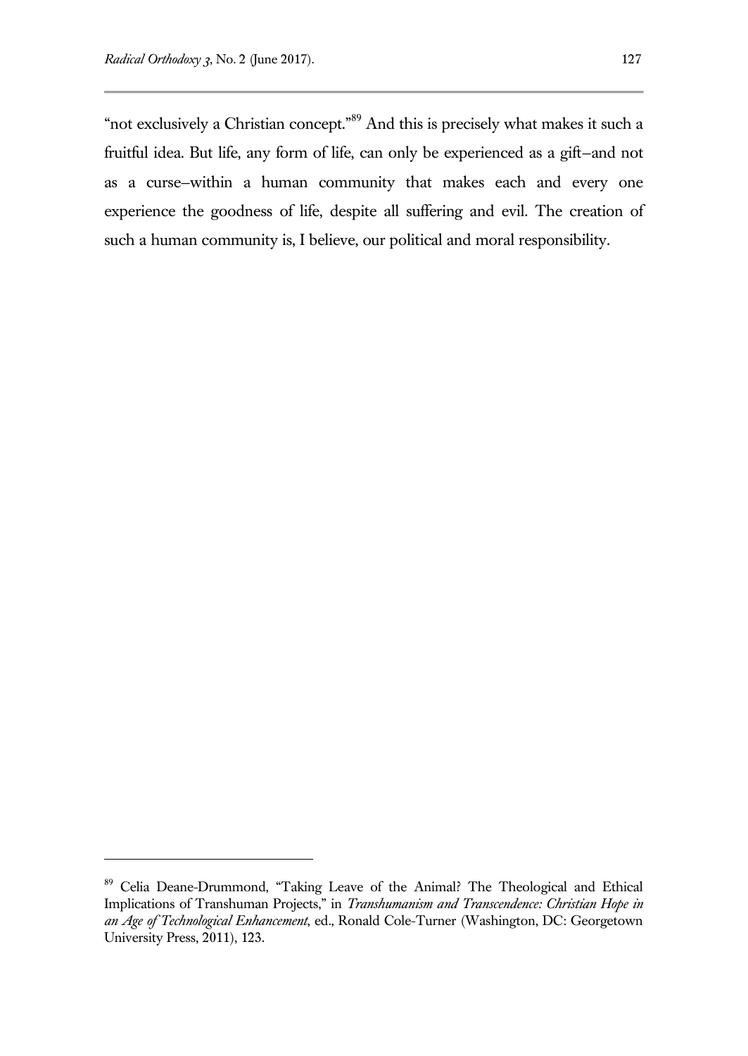"not exclusively a Christian concept."[89] And this is precisely what makes it such a fruitful idea. But life, any form of life, can only be experienced as a gift—and not as a curse—within a human community that makes each and every one experience the goodness of life, despite all suffering and evil. The creation of such a human community is, I believe, our political and moral responsibility.

---

[89] Celia Deane-Drummond, "Taking Leave of the Animal? The Theological and Ethical Implications of Transhuman Projects," in *Transhumanism and Transcendence: Christian Hope in an Age of Technological Enhancement*, ed., Ronald Cole-Turner (Washington, DC: Georgetown University Press, 2011), 123.